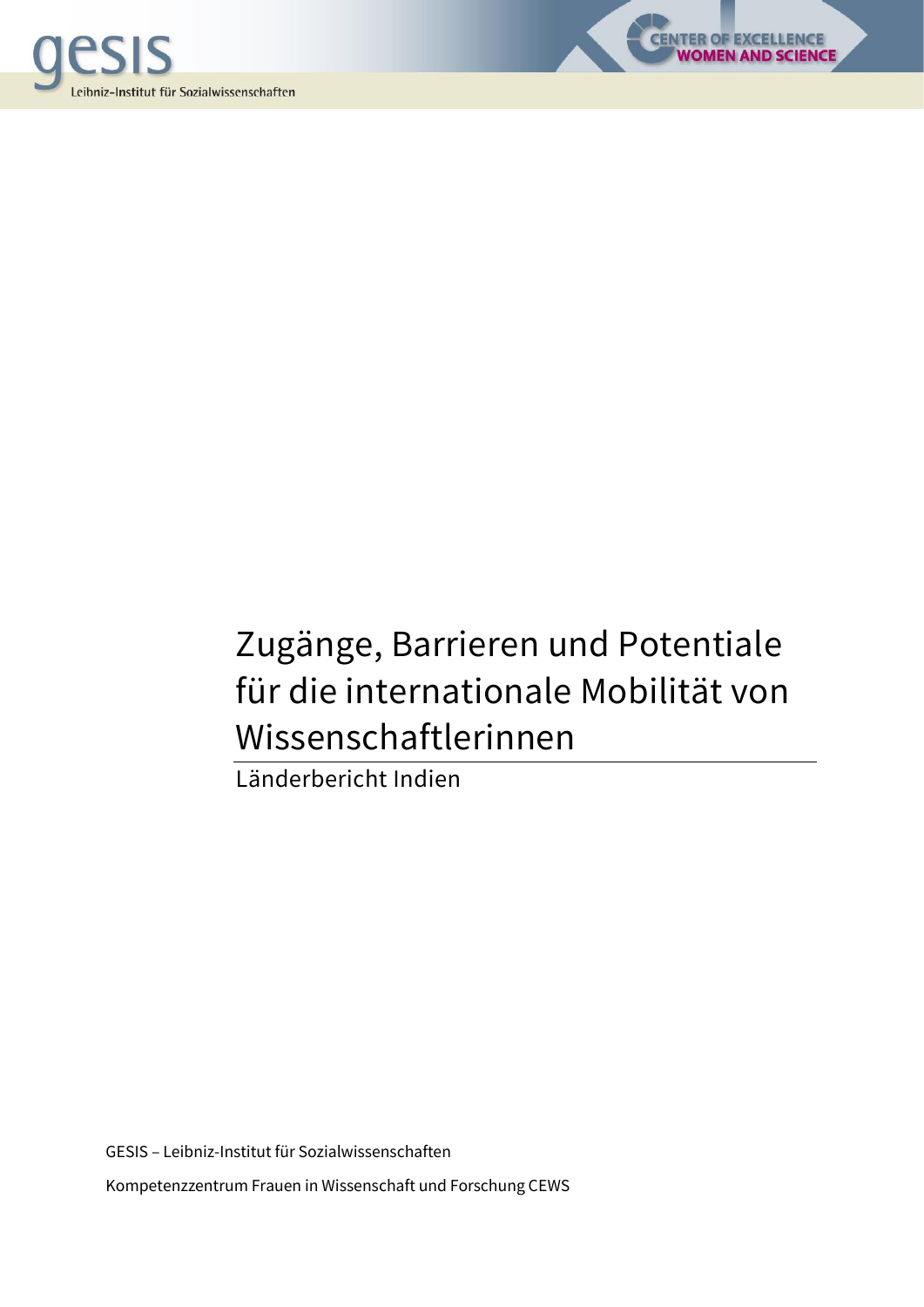# Zugänge, Barrieren und Potentiale für die internationale Mobilität von Wissenschaftlerinnen

Länderbericht Indien

GESIS – Leibniz-Institut für Sozialwissenschaften

Kompetenzzentrum Frauen in Wissenschaft und Forschung CEWS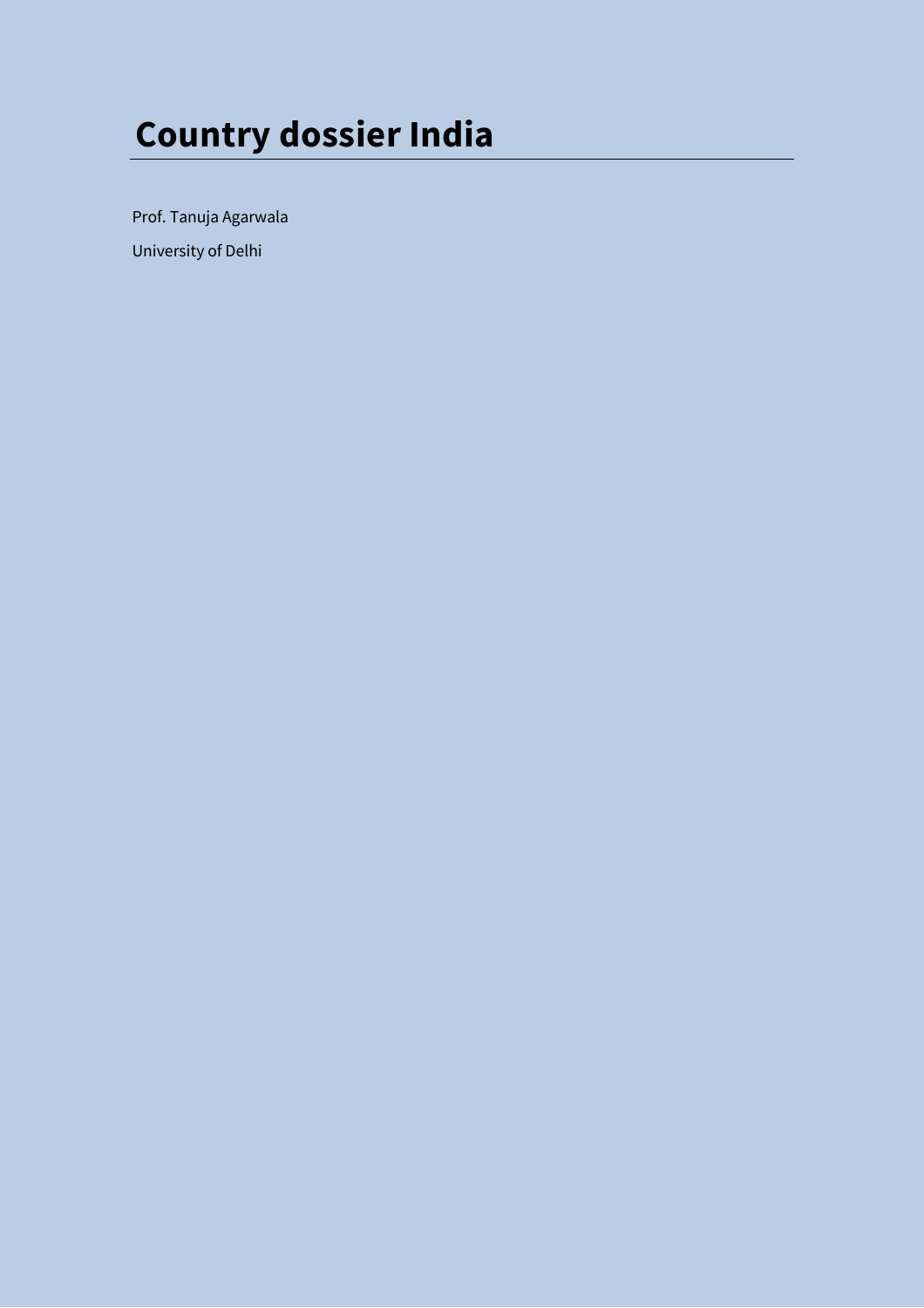# Country dossier India

Prof. Tanuja Agarwala

University of Delhi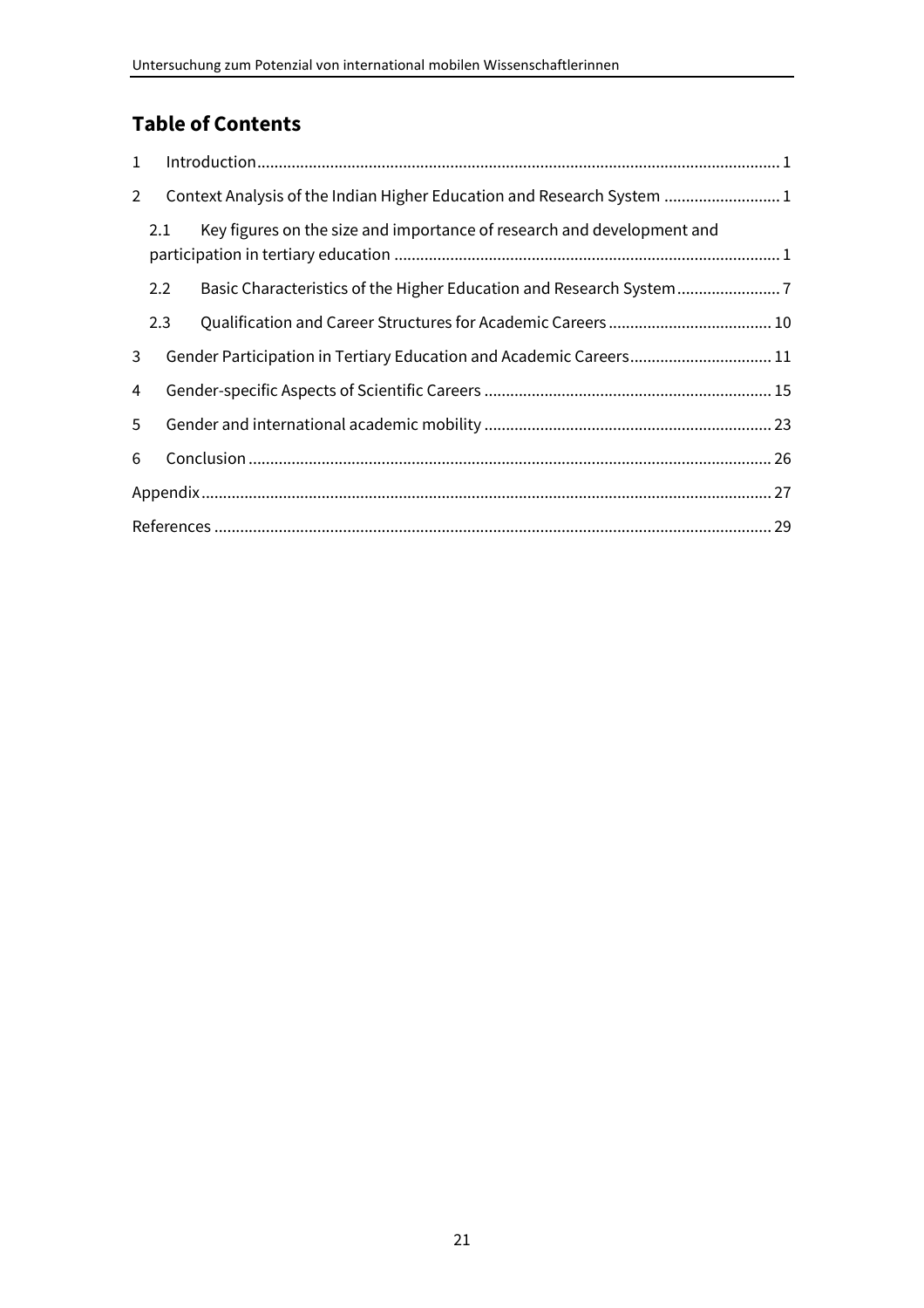## Table of Contents

1 Introduction ........................................................................................................................ 1

2 Context Analysis of the Indian Higher Education and Research System ............................ 1

  2.1 Key figures on the size and importance of research and development and participation in tertiary education ........................................................................................ 1

  2.2 Basic Characteristics of the Higher Education and Research System ........................ 7

  2.3 Qualification and Career Structures for Academic Careers ...................................... 10

3 Gender Participation in Tertiary Education and Academic Careers ................................. 11

4 Gender-specific Aspects of Scientific Careers .................................................................. 15

5 Gender and international academic mobility .................................................................. 23

6 Conclusion ......................................................................................................................... 26

Appendix ................................................................................................................................ 27

References .............................................................................................................................. 29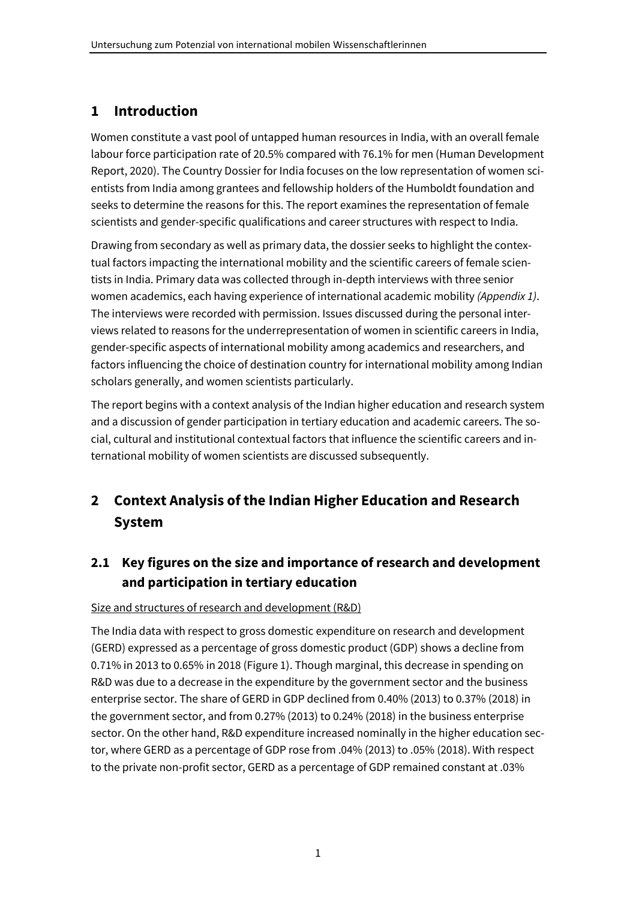# 1 Introduction

Women constitute a vast pool of untapped human resources in India, with an overall female labour force participation rate of 20.5% compared with 76.1% for men (Human Development Report, 2020). The Country Dossier for India focuses on the low representation of women scientists from India among grantees and fellowship holders of the Humboldt foundation and seeks to determine the reasons for this. The report examines the representation of female scientists and gender-specific qualifications and career structures with respect to India.

Drawing from secondary as well as primary data, the dossier seeks to highlight the contextual factors impacting the international mobility and the scientific careers of female scientists in India. Primary data was collected through in-depth interviews with three senior women academics, each having experience of international academic mobility *(Appendix 1)*. The interviews were recorded with permission. Issues discussed during the personal interviews related to reasons for the underrepresentation of women in scientific careers in India, gender-specific aspects of international mobility among academics and researchers, and factors influencing the choice of destination country for international mobility among Indian scholars generally, and women scientists particularly.

The report begins with a context analysis of the Indian higher education and research system and a discussion of gender participation in tertiary education and academic careers. The social, cultural and institutional contextual factors that influence the scientific careers and international mobility of women scientists are discussed subsequently.

# 2 Context Analysis of the Indian Higher Education and Research System

## 2.1 Key figures on the size and importance of research and development and participation in tertiary education

Size and structures of research and development (R&D)

The India data with respect to gross domestic expenditure on research and development (GERD) expressed as a percentage of gross domestic product (GDP) shows a decline from 0.71% in 2013 to 0.65% in 2018 (Figure 1). Though marginal, this decrease in spending on R&D was due to a decrease in the expenditure by the government sector and the business enterprise sector. The share of GERD in GDP declined from 0.40% (2013) to 0.37% (2018) in the government sector, and from 0.27% (2013) to 0.24% (2018) in the business enterprise sector. On the other hand, R&D expenditure increased nominally in the higher education sector, where GERD as a percentage of GDP rose from .04% (2013) to .05% (2018). With respect to the private non-profit sector, GERD as a percentage of GDP remained constant at .03%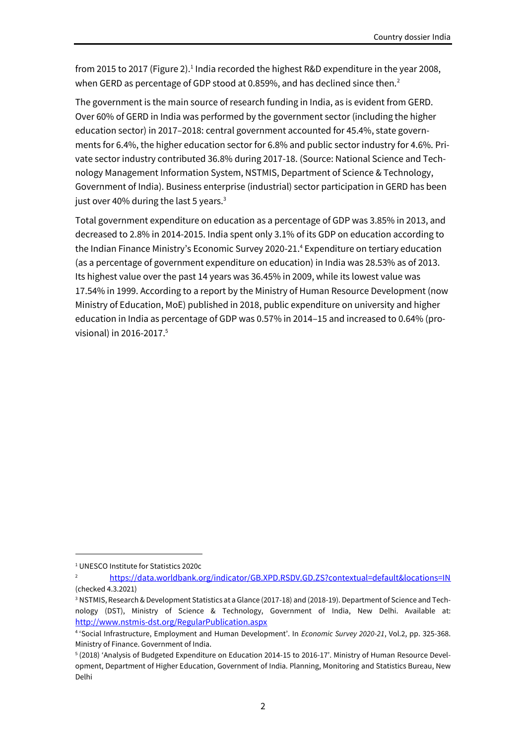from 2015 to 2017 (Figure 2).[1] India recorded the highest R&D expenditure in the year 2008, when GERD as percentage of GDP stood at 0.859%, and has declined since then.[2]

The government is the main source of research funding in India, as is evident from GERD. Over 60% of GERD in India was performed by the government sector (including the higher education sector) in 2017–2018: central government accounted for 45.4%, state governments for 6.4%, the higher education sector for 6.8% and public sector industry for 4.6%. Private sector industry contributed 36.8% during 2017-18. (Source: National Science and Technology Management Information System, NSTMIS, Department of Science & Technology, Government of India). Business enterprise (industrial) sector participation in GERD has been just over 40% during the last 5 years.[3]

Total government expenditure on education as a percentage of GDP was 3.85% in 2013, and decreased to 2.8% in 2014-2015. India spent only 3.1% of its GDP on education according to the Indian Finance Ministry's Economic Survey 2020-21.[4] Expenditure on tertiary education (as a percentage of government expenditure on education) in India was 28.53% as of 2013. Its highest value over the past 14 years was 36.45% in 2009, while its lowest value was 17.54% in 1999. According to a report by the Ministry of Human Resource Development (now Ministry of Education, MoE) published in 2018, public expenditure on university and higher education in India as percentage of GDP was 0.57% in 2014–15 and increased to 0.64% (provisional) in 2016-2017.[5]

---

[1] UNESCO Institute for Statistics 2020c

[2] https://data.worldbank.org/indicator/GB.XPD.RSDV.GD.ZS?contextual=default&locations=IN (checked 4.3.2021)

[3] NSTMIS, Research & Development Statistics at a Glance (2017-18) and (2018-19). Department of Science and Technology (DST), Ministry of Science & Technology, Government of India, New Delhi. Available at: http://www.nstmis-dst.org/RegularPublication.aspx

[4] 'Social Infrastructure, Employment and Human Development'. In *Economic Survey 2020-21*, Vol.2, pp. 325-368. Ministry of Finance. Government of India.

[5] (2018) 'Analysis of Budgeted Expenditure on Education 2014-15 to 2016-17'. Ministry of Human Resource Development, Department of Higher Education, Government of India. Planning, Monitoring and Statistics Bureau, New Delhi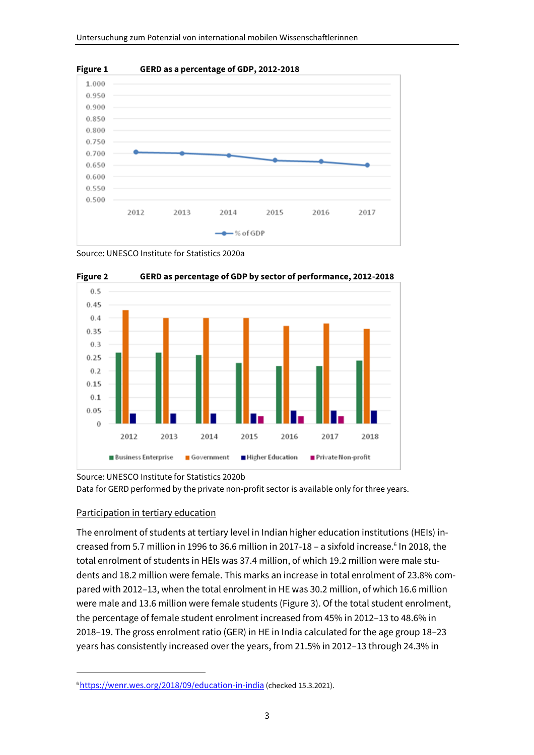**Figure 1** GERD as a percentage of GDP, 2012-2018

Source: UNESCO Institute for Statistics 2020a

**Figure 2** GERD as percentage of GDP by sector of performance, 2012-2018

Source: UNESCO Institute for Statistics 2020b
Data for GERD performed by the private non-profit sector is available only for three years.

<u>Participation in tertiary education</u>

The enrolment of students at tertiary level in Indian higher education institutions (HEIs) increased from 5.7 million in 1996 to 36.6 million in 2017-18 – a sixfold increase.[6] In 2018, the total enrolment of students in HEIs was 37.4 million, of which 19.2 million were male students and 18.2 million were female. This marks an increase in total enrolment of 23.8% compared with 2012–13, when the total enrolment in HE was 30.2 million, of which 16.6 million were male and 13.6 million were female students (Figure 3). Of the total student enrolment, the percentage of female student enrolment increased from 45% in 2012–13 to 48.6% in 2018–19. The gross enrolment ratio (GER) in HE in India calculated for the age group 18–23 years has consistently increased over the years, from 21.5% in 2012–13 through 24.3% in

[6] https://wenr.wes.org/2018/09/education-in-india (checked 15.3.2021).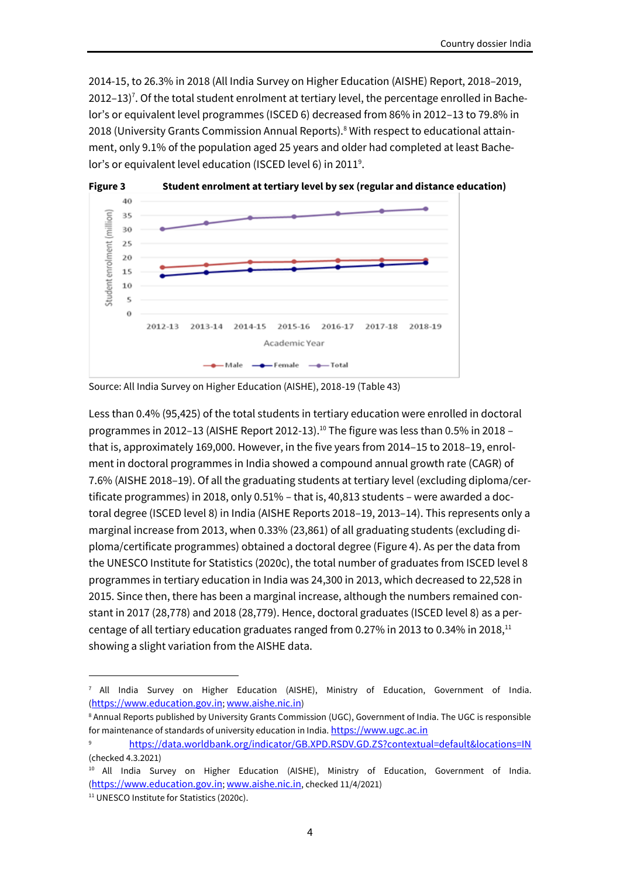2014-15, to 26.3% in 2018 (All India Survey on Higher Education (AISHE) Report, 2018–2019, 2012–13)[7]. Of the total student enrolment at tertiary level, the percentage enrolled in Bachelor's or equivalent level programmes (ISCED 6) decreased from 86% in 2012–13 to 79.8% in 2018 (University Grants Commission Annual Reports).[8] With respect to educational attainment, only 9.1% of the population aged 25 years and older had completed at least Bachelor's or equivalent level education (ISCED level 6) in 2011[9].

**Figure 3** **Student enrolment at tertiary level by sex (regular and distance education)**

Source: All India Survey on Higher Education (AISHE), 2018-19 (Table 43)

Less than 0.4% (95,425) of the total students in tertiary education were enrolled in doctoral programmes in 2012–13 (AISHE Report 2012-13).[10] The figure was less than 0.5% in 2018 – that is, approximately 169,000. However, in the five years from 2014–15 to 2018–19, enrolment in doctoral programmes in India showed a compound annual growth rate (CAGR) of 7.6% (AISHE 2018–19). Of all the graduating students at tertiary level (excluding diploma/certificate programmes) in 2018, only 0.51% – that is, 40,813 students – were awarded a doctoral degree (ISCED level 8) in India (AISHE Reports 2018–19, 2013–14). This represents only a marginal increase from 2013, when 0.33% (23,861) of all graduating students (excluding diploma/certificate programmes) obtained a doctoral degree (Figure 4). As per the data from the UNESCO Institute for Statistics (2020c), the total number of graduates from ISCED level 8 programmes in tertiary education in India was 24,300 in 2013, which decreased to 22,528 in 2015. Since then, there has been a marginal increase, although the numbers remained constant in 2017 (28,778) and 2018 (28,779). Hence, doctoral graduates (ISCED level 8) as a percentage of all tertiary education graduates ranged from 0.27% in 2013 to 0.34% in 2018,[11] showing a slight variation from the AISHE data.

---

[7] All India Survey on Higher Education (AISHE), Ministry of Education, Government of India. (https://www.education.gov.in; www.aishe.nic.in)

[8] Annual Reports published by University Grants Commission (UGC), Government of India. The UGC is responsible for maintenance of standards of university education in India. https://www.ugc.ac.in

[9] https://data.worldbank.org/indicator/GB.XPD.RSDV.GD.ZS?contextual=default&locations=IN (checked 4.3.2021)

[10] All India Survey on Higher Education (AISHE), Ministry of Education, Government of India. (https://www.education.gov.in; www.aishe.nic.in, checked 11/4/2021)

[11] UNESCO Institute for Statistics (2020c).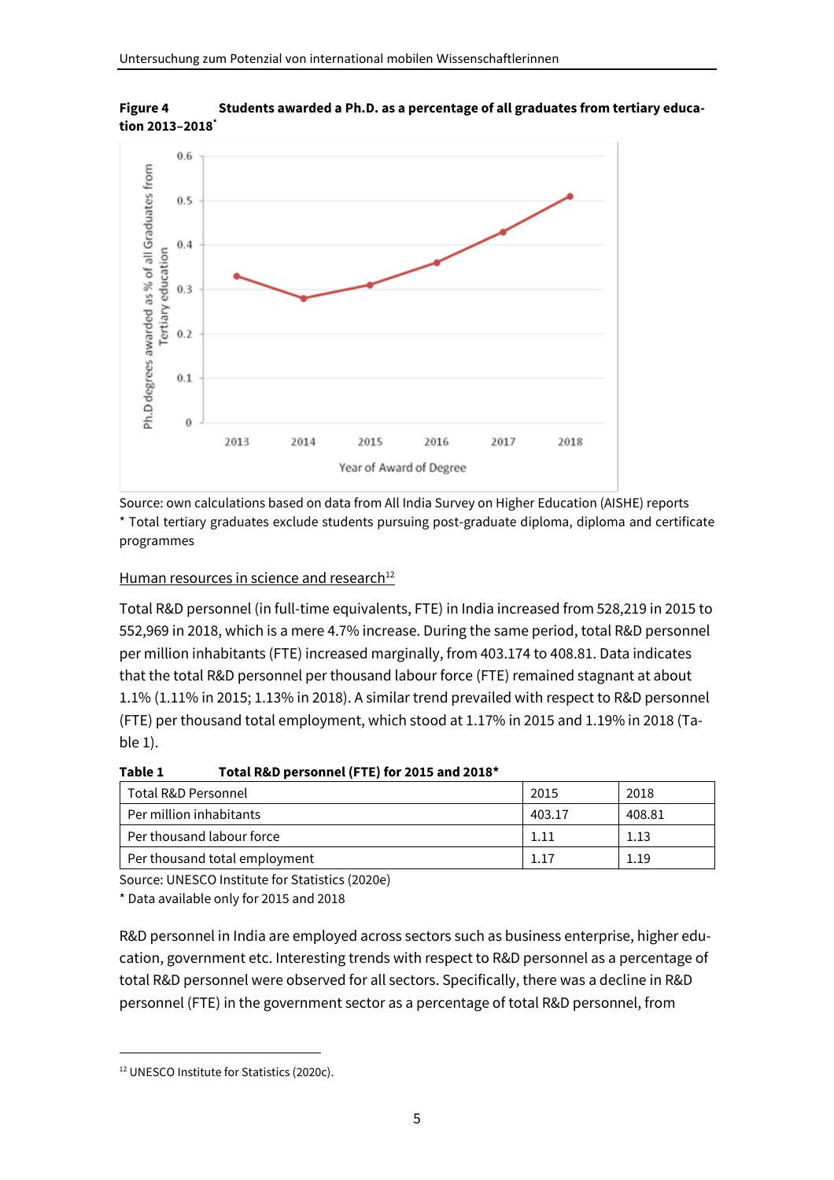**Figure 4 Students awarded a Ph.D. as a percentage of all graduates from tertiary education 2013–2018***

Source: own calculations based on data from All India Survey on Higher Education (AISHE) reports
* Total tertiary graduates exclude students pursuing post-graduate diploma, diploma and certificate programmes

Human resources in science and research[12]

Total R&D personnel (in full-time equivalents, FTE) in India increased from 528,219 in 2015 to 552,969 in 2018, which is a mere 4.7% increase. During the same period, total R&D personnel per million inhabitants (FTE) increased marginally, from 403.174 to 408.81. Data indicates that the total R&D personnel per thousand labour force (FTE) remained stagnant at about 1.1% (1.11% in 2015; 1.13% in 2018). A similar trend prevailed with respect to R&D personnel (FTE) per thousand total employment, which stood at 1.17% in 2015 and 1.19% in 2018 (Table 1).

**Table 1 Total R&D personnel (FTE) for 2015 and 2018***

| Total R&D Personnel | 2015 | 2018 |
|---|---|---|
| Per million inhabitants | 403.17 | 408.81 |
| Per thousand labour force | 1.11 | 1.13 |
| Per thousand total employment | 1.17 | 1.19 |

Source: UNESCO Institute for Statistics (2020e)
* Data available only for 2015 and 2018

R&D personnel in India are employed across sectors such as business enterprise, higher education, government etc. Interesting trends with respect to R&D personnel as a percentage of total R&D personnel were observed for all sectors. Specifically, there was a decline in R&D personnel (FTE) in the government sector as a percentage of total R&D personnel, from

[12] UNESCO Institute for Statistics (2020c).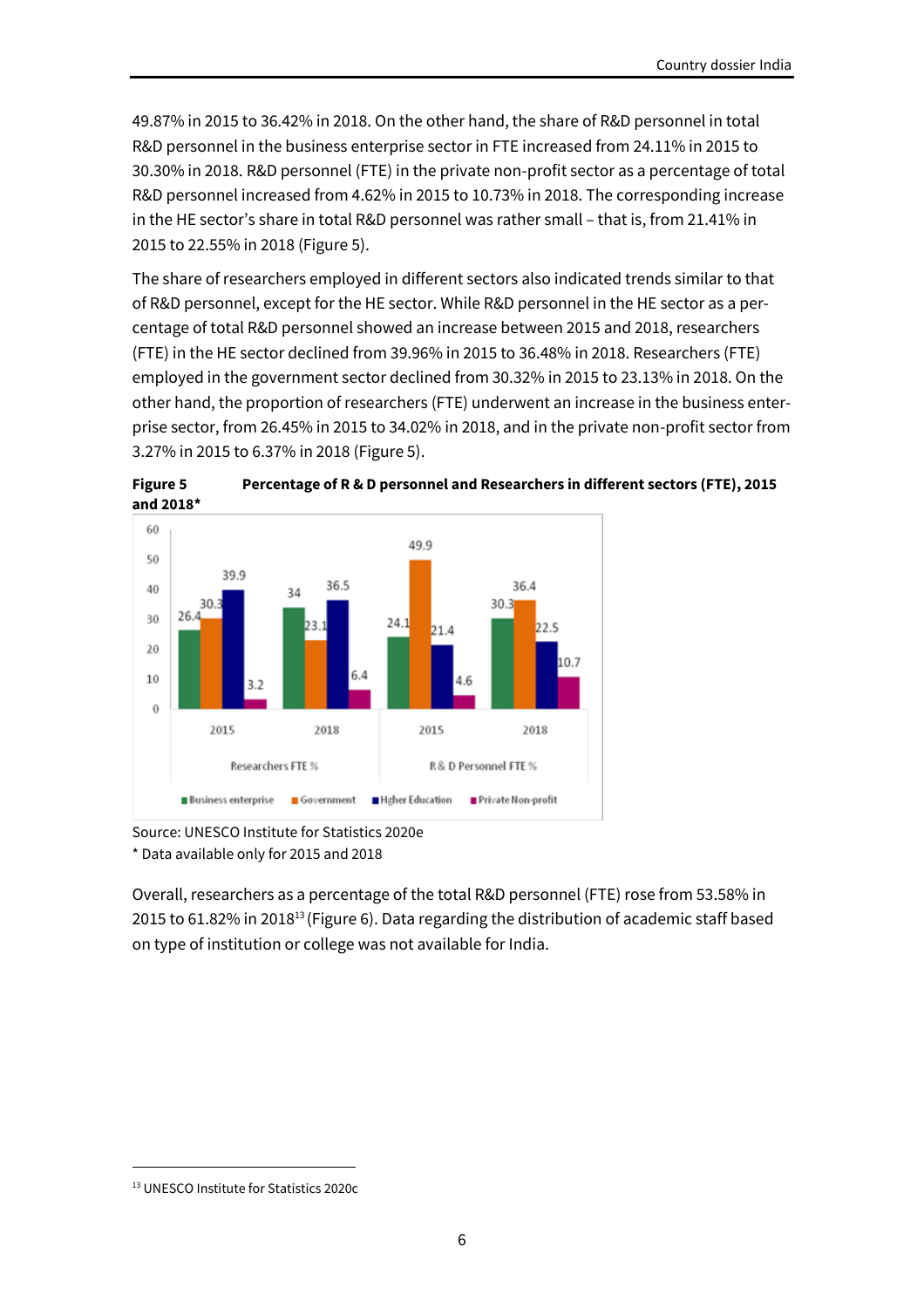49.87% in 2015 to 36.42% in 2018. On the other hand, the share of R&D personnel in total R&D personnel in the business enterprise sector in FTE increased from 24.11% in 2015 to 30.30% in 2018. R&D personnel (FTE) in the private non-profit sector as a percentage of total R&D personnel increased from 4.62% in 2015 to 10.73% in 2018. The corresponding increase in the HE sector's share in total R&D personnel was rather small – that is, from 21.41% in 2015 to 22.55% in 2018 (Figure 5).

The share of researchers employed in different sectors also indicated trends similar to that of R&D personnel, except for the HE sector. While R&D personnel in the HE sector as a percentage of total R&D personnel showed an increase between 2015 and 2018, researchers (FTE) in the HE sector declined from 39.96% in 2015 to 36.48% in 2018. Researchers (FTE) employed in the government sector declined from 30.32% in 2015 to 23.13% in 2018. On the other hand, the proportion of researchers (FTE) underwent an increase in the business enterprise sector, from 26.45% in 2015 to 34.02% in 2018, and in the private non-profit sector from 3.27% in 2015 to 6.37% in 2018 (Figure 5).

**Figure 5 and 2018*** **Percentage of R & D personnel and Researchers in different sectors (FTE), 2015**

| | Researchers FTE % 2015 | Researchers FTE % 2018 | R & D Personnel FTE % 2015 | R & D Personnel FTE % 2018 |
|---|---|---|---|---|
| Business enterprise | 26.4 | 34 | 24.1 | 30.3 |
| Government | 30.3 | 23.1 | 49.9 | 36.4 |
| Higher Education | 39.9 | 36.5 | 21.4 | 22.5 |
| Private Non-profit | 3.2 | 6.4 | 4.6 | 10.7 |

Source: UNESCO Institute for Statistics 2020e
\* Data available only for 2015 and 2018

Overall, researchers as a percentage of the total R&D personnel (FTE) rose from 53.58% in 2015 to 61.82% in 2018[13] (Figure 6). Data regarding the distribution of academic staff based on type of institution or college was not available for India.

[13] UNESCO Institute for Statistics 2020c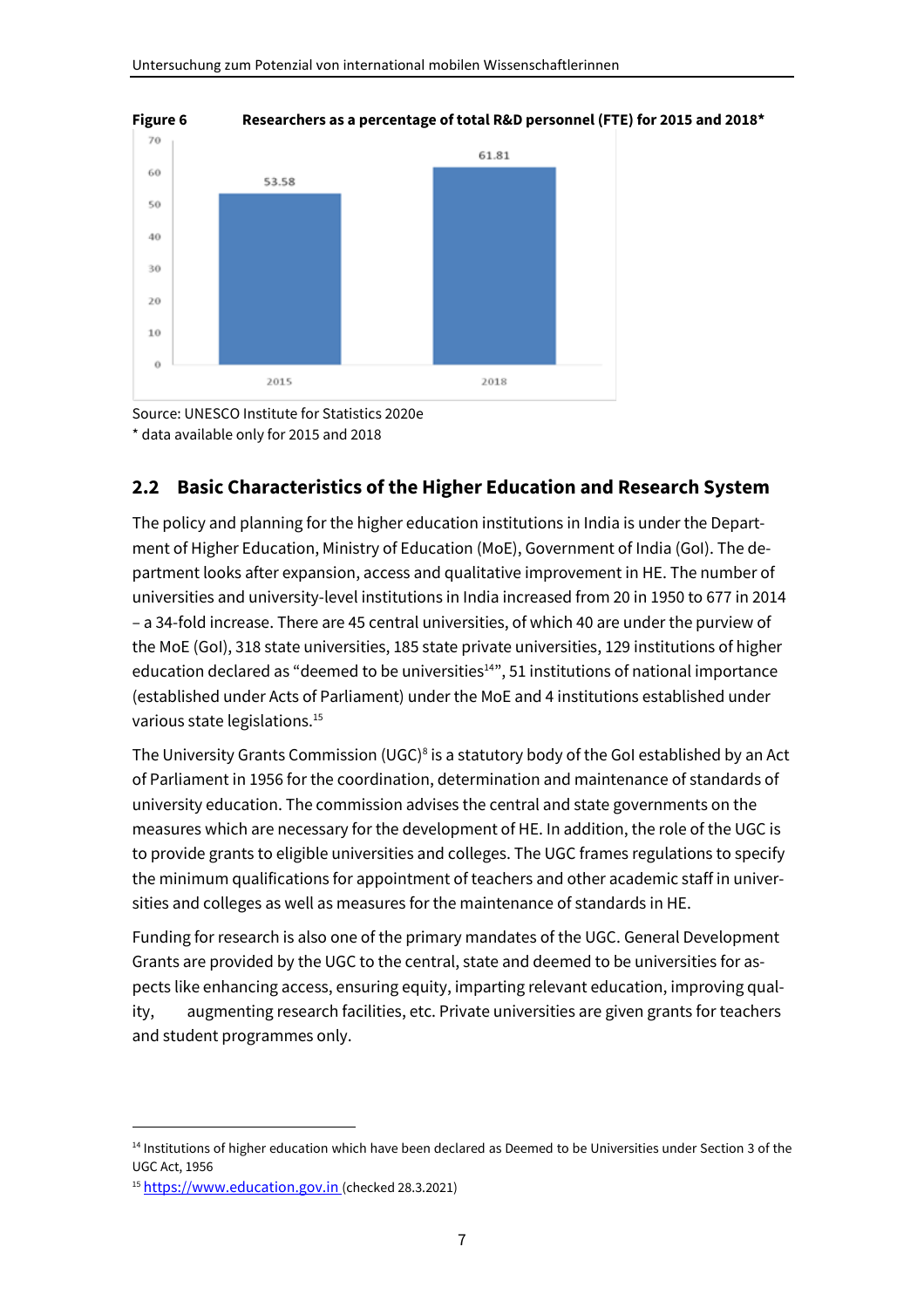**Figure 6** **Researchers as a percentage of total R&D personnel (FTE) for 2015 and 2018***

| Year | Value |
|---|---|
| 2015 | 53.58 |
| 2018 | 61.81 |

Source: UNESCO Institute for Statistics 2020e

* data available only for 2015 and 2018

## 2.2 Basic Characteristics of the Higher Education and Research System

The policy and planning for the higher education institutions in India is under the Department of Higher Education, Ministry of Education (MoE), Government of India (GoI). The department looks after expansion, access and qualitative improvement in HE. The number of universities and university-level institutions in India increased from 20 in 1950 to 677 in 2014 – a 34-fold increase. There are 45 central universities, of which 40 are under the purview of the MoE (GoI), 318 state universities, 185 state private universities, 129 institutions of higher education declared as "deemed to be universities[14]", 51 institutions of national importance (established under Acts of Parliament) under the MoE and 4 institutions established under various state legislations.[15]

The University Grants Commission (UGC)[8] is a statutory body of the GoI established by an Act of Parliament in 1956 for the coordination, determination and maintenance of standards of university education. The commission advises the central and state governments on the measures which are necessary for the development of HE. In addition, the role of the UGC is to provide grants to eligible universities and colleges. The UGC frames regulations to specify the minimum qualifications for appointment of teachers and other academic staff in universities and colleges as well as measures for the maintenance of standards in HE.

Funding for research is also one of the primary mandates of the UGC. General Development Grants are provided by the UGC to the central, state and deemed to be universities for aspects like enhancing access, ensuring equity, imparting relevant education, improving quality, augmenting research facilities, etc. Private universities are given grants for teachers and student programmes only.

[14] Institutions of higher education which have been declared as Deemed to be Universities under Section 3 of the UGC Act, 1956

[15] https://www.education.gov.in (checked 28.3.2021)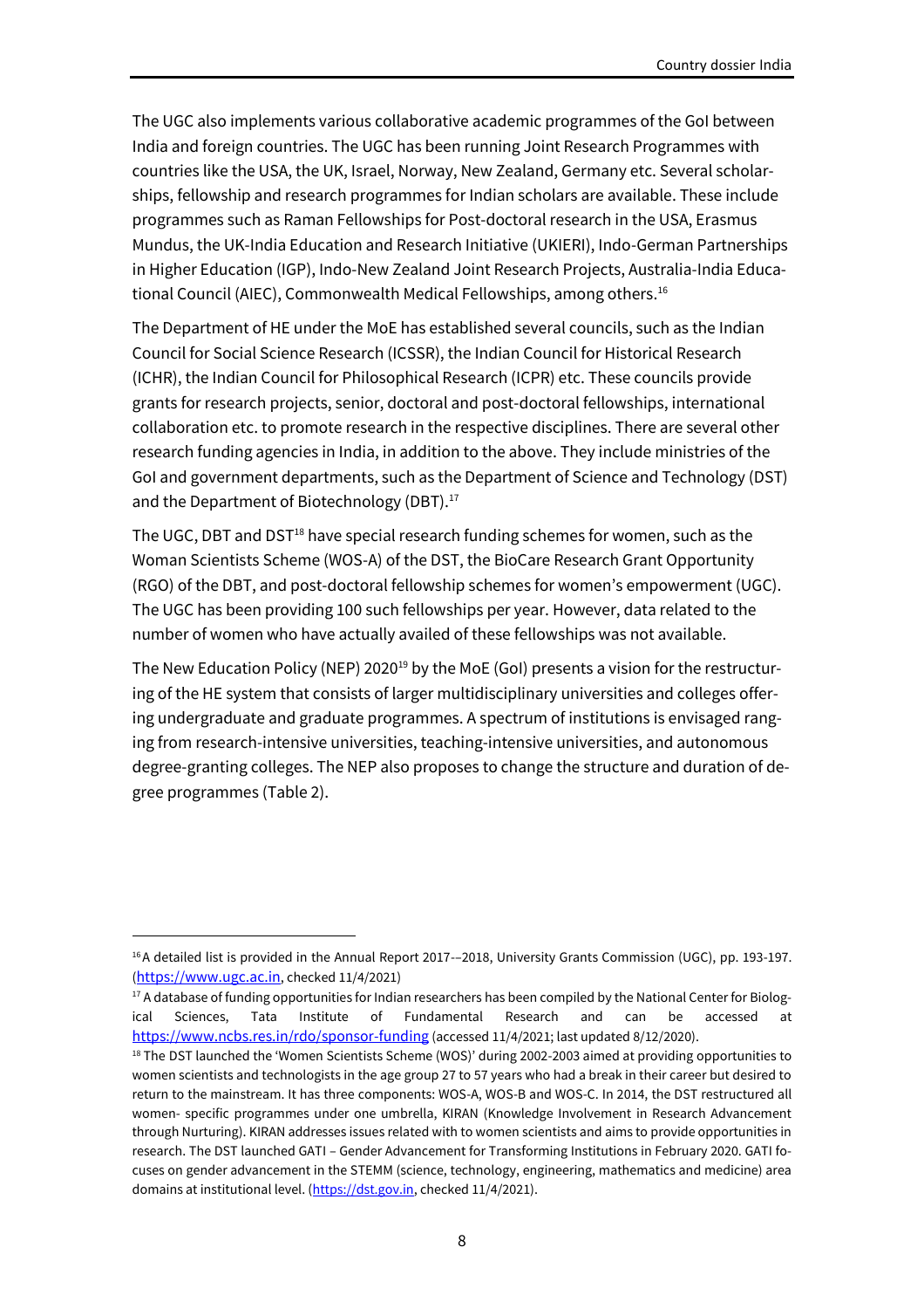The UGC also implements various collaborative academic programmes of the GoI between India and foreign countries. The UGC has been running Joint Research Programmes with countries like the USA, the UK, Israel, Norway, New Zealand, Germany etc. Several scholarships, fellowship and research programmes for Indian scholars are available. These include programmes such as Raman Fellowships for Post-doctoral research in the USA, Erasmus Mundus, the UK-India Education and Research Initiative (UKIERI), Indo-German Partnerships in Higher Education (IGP), Indo-New Zealand Joint Research Projects, Australia-India Educational Council (AIEC), Commonwealth Medical Fellowships, among others.[16]

The Department of HE under the MoE has established several councils, such as the Indian Council for Social Science Research (ICSSR), the Indian Council for Historical Research (ICHR), the Indian Council for Philosophical Research (ICPR) etc. These councils provide grants for research projects, senior, doctoral and post-doctoral fellowships, international collaboration etc. to promote research in the respective disciplines. There are several other research funding agencies in India, in addition to the above. They include ministries of the GoI and government departments, such as the Department of Science and Technology (DST) and the Department of Biotechnology (DBT).[17]

The UGC, DBT and DST[18] have special research funding schemes for women, such as the Woman Scientists Scheme (WOS-A) of the DST, the BioCare Research Grant Opportunity (RGO) of the DBT, and post-doctoral fellowship schemes for women's empowerment (UGC). The UGC has been providing 100 such fellowships per year. However, data related to the number of women who have actually availed of these fellowships was not available.

The New Education Policy (NEP) 2020[19] by the MoE (GoI) presents a vision for the restructuring of the HE system that consists of larger multidisciplinary universities and colleges offering undergraduate and graduate programmes. A spectrum of institutions is envisaged ranging from research-intensive universities, teaching-intensive universities, and autonomous degree-granting colleges. The NEP also proposes to change the structure and duration of degree programmes (Table 2).

---

[16] A detailed list is provided in the Annual Report 2017-–2018, University Grants Commission (UGC), pp. 193-197. (https://www.ugc.ac.in, checked 11/4/2021)

[17] A database of funding opportunities for Indian researchers has been compiled by the National Center for Biological Sciences, Tata Institute of Fundamental Research and can be accessed at https://www.ncbs.res.in/rdo/sponsor-funding (accessed 11/4/2021; last updated 8/12/2020).

[18] The DST launched the 'Women Scientists Scheme (WOS)' during 2002-2003 aimed at providing opportunities to women scientists and technologists in the age group 27 to 57 years who had a break in their career but desired to return to the mainstream. It has three components: WOS-A, WOS-B and WOS-C. In 2014, the DST restructured all women- specific programmes under one umbrella, KIRAN (Knowledge Involvement in Research Advancement through Nurturing). KIRAN addresses issues related with to women scientists and aims to provide opportunities in research. The DST launched GATI – Gender Advancement for Transforming Institutions in February 2020. GATI focuses on gender advancement in the STEMM (science, technology, engineering, mathematics and medicine) area domains at institutional level. (https://dst.gov.in, checked 11/4/2021).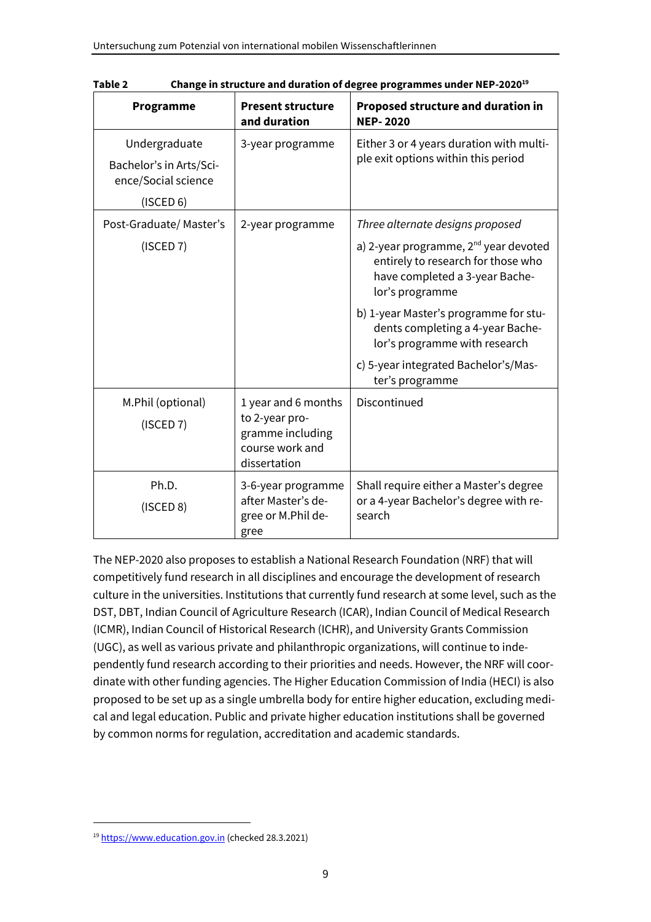Table 2 **Change in structure and duration of degree programmes under NEP-2020**[19]

| Programme | Present structure and duration | Proposed structure and duration in NEP- 2020 |
|---|---|---|
| Undergraduate<br>Bachelor's in Arts/Science/Social science<br>(ISCED 6) | 3-year programme | Either 3 or 4 years duration with multiple exit options within this period |
| Post-Graduate/ Master's<br>(ISCED 7) | 2-year programme | *Three alternate designs proposed*<br>a) 2-year programme, $2^{nd}$ year devoted entirely to research for those who have completed a 3-year Bachelor's programme<br>b) 1-year Master's programme for students completing a 4-year Bachelor's programme with research<br>c) 5-year integrated Bachelor's/Master's programme |
| M.Phil (optional)<br>(ISCED 7) | 1 year and 6 months to 2-year programme including course work and dissertation | Discontinued |
| Ph.D.<br>(ISCED 8) | 3-6-year programme after Master's degree or M.Phil degree | Shall require either a Master's degree or a 4-year Bachelor's degree with research |

The NEP-2020 also proposes to establish a National Research Foundation (NRF) that will competitively fund research in all disciplines and encourage the development of research culture in the universities. Institutions that currently fund research at some level, such as the DST, DBT, Indian Council of Agriculture Research (ICAR), Indian Council of Medical Research (ICMR), Indian Council of Historical Research (ICHR), and University Grants Commission (UGC), as well as various private and philanthropic organizations, will continue to independently fund research according to their priorities and needs. However, the NRF will coordinate with other funding agencies. The Higher Education Commission of India (HECI) is also proposed to be set up as a single umbrella body for entire higher education, excluding medical and legal education. Public and private higher education institutions shall be governed by common norms for regulation, accreditation and academic standards.

[19] https://www.education.gov.in (checked 28.3.2021)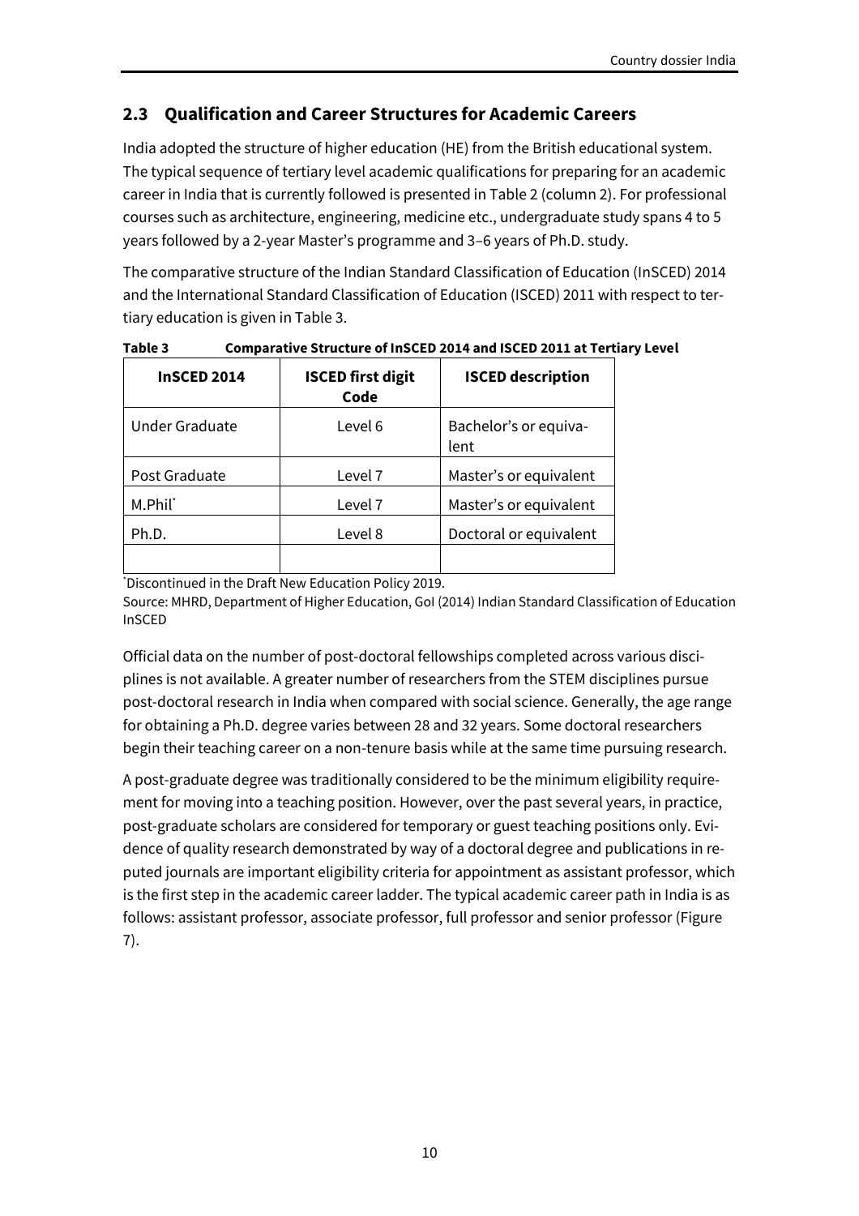## 2.3 Qualification and Career Structures for Academic Careers

India adopted the structure of higher education (HE) from the British educational system. The typical sequence of tertiary level academic qualifications for preparing for an academic career in India that is currently followed is presented in Table 2 (column 2). For professional courses such as architecture, engineering, medicine etc., undergraduate study spans 4 to 5 years followed by a 2-year Master's programme and 3–6 years of Ph.D. study.

The comparative structure of the Indian Standard Classification of Education (InSCED) 2014 and the International Standard Classification of Education (ISCED) 2011 with respect to tertiary education is given in Table 3.

**Table 3 Comparative Structure of InSCED 2014 and ISCED 2011 at Tertiary Level**

| InSCED 2014 | ISCED first digit Code | ISCED description |
|---|---|---|
| Under Graduate | Level 6 | Bachelor's or equivalent |
| Post Graduate | Level 7 | Master's or equivalent |
| M.Phil* | Level 7 | Master's or equivalent |
| Ph.D. | Level 8 | Doctoral or equivalent |
| | | |

*Discontinued in the Draft New Education Policy 2019.

Source: MHRD, Department of Higher Education, GoI (2014) Indian Standard Classification of Education InSCED

Official data on the number of post-doctoral fellowships completed across various disciplines is not available. A greater number of researchers from the STEM disciplines pursue post-doctoral research in India when compared with social science. Generally, the age range for obtaining a Ph.D. degree varies between 28 and 32 years. Some doctoral researchers begin their teaching career on a non-tenure basis while at the same time pursuing research.

A post-graduate degree was traditionally considered to be the minimum eligibility requirement for moving into a teaching position. However, over the past several years, in practice, post-graduate scholars are considered for temporary or guest teaching positions only. Evidence of quality research demonstrated by way of a doctoral degree and publications in reputed journals are important eligibility criteria for appointment as assistant professor, which is the first step in the academic career ladder. The typical academic career path in India is as follows: assistant professor, associate professor, full professor and senior professor (Figure 7).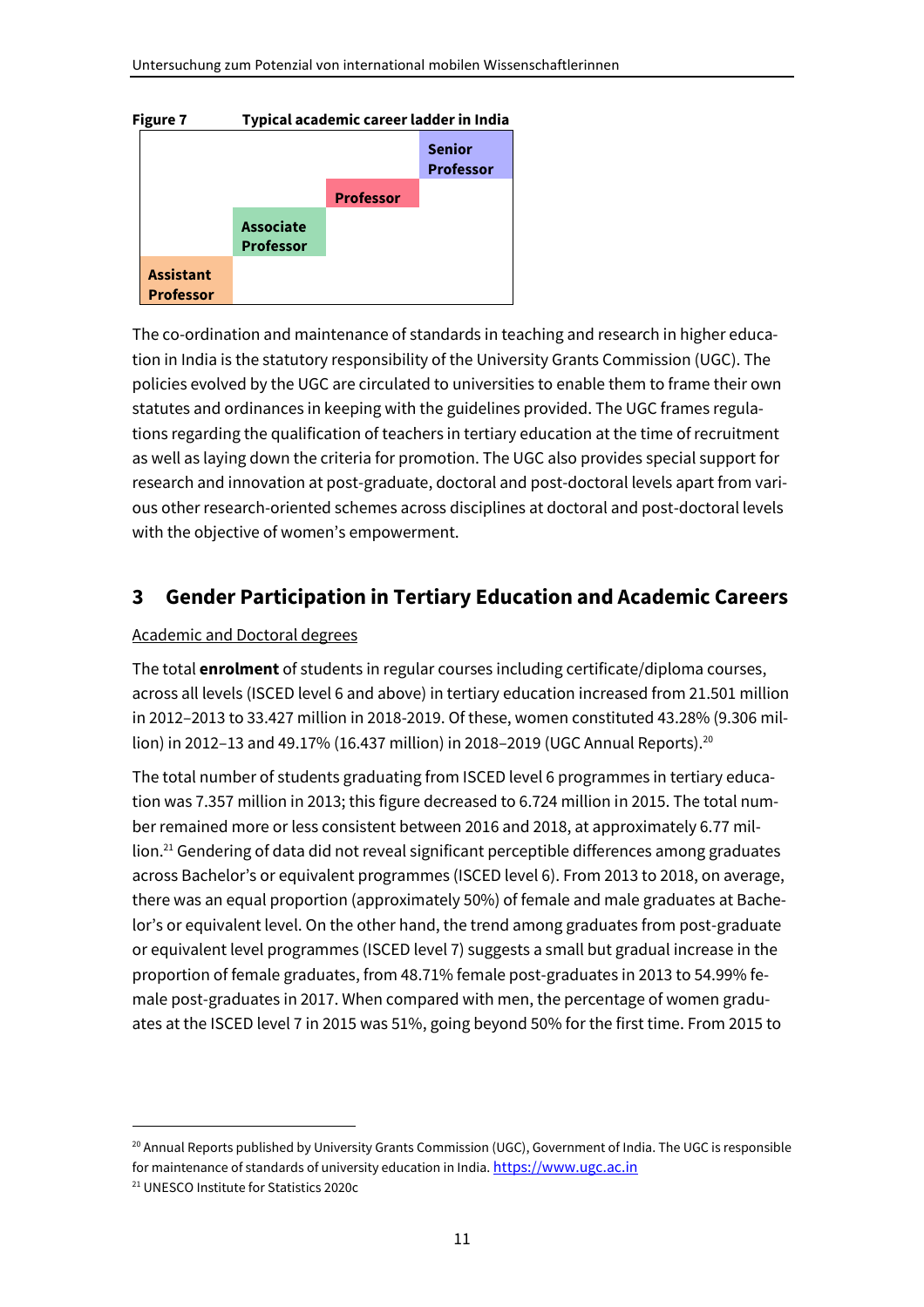**Figure 7** Typical academic career ladder in India

| | | | Senior Professor |
|---|---|---|---|
| | | Professor | |
| | Associate Professor | | |
| Assistant Professor | | | |

The co-ordination and maintenance of standards in teaching and research in higher education in India is the statutory responsibility of the University Grants Commission (UGC). The policies evolved by the UGC are circulated to universities to enable them to frame their own statutes and ordinances in keeping with the guidelines provided. The UGC frames regulations regarding the qualification of teachers in tertiary education at the time of recruitment as well as laying down the criteria for promotion. The UGC also provides special support for research and innovation at post-graduate, doctoral and post-doctoral levels apart from various other research-oriented schemes across disciplines at doctoral and post-doctoral levels with the objective of women's empowerment.

## 3 Gender Participation in Tertiary Education and Academic Careers

Academic and Doctoral degrees

The total **enrolment** of students in regular courses including certificate/diploma courses, across all levels (ISCED level 6 and above) in tertiary education increased from 21.501 million in 2012–2013 to 33.427 million in 2018-2019. Of these, women constituted 43.28% (9.306 million) in 2012–13 and 49.17% (16.437 million) in 2018–2019 (UGC Annual Reports).[20]

The total number of students graduating from ISCED level 6 programmes in tertiary education was 7.357 million in 2013; this figure decreased to 6.724 million in 2015. The total number remained more or less consistent between 2016 and 2018, at approximately 6.77 million.[21] Gendering of data did not reveal significant perceptible differences among graduates across Bachelor's or equivalent programmes (ISCED level 6). From 2013 to 2018, on average, there was an equal proportion (approximately 50%) of female and male graduates at Bachelor's or equivalent level. On the other hand, the trend among graduates from post-graduate or equivalent level programmes (ISCED level 7) suggests a small but gradual increase in the proportion of female graduates, from 48.71% female post-graduates in 2013 to 54.99% female post-graduates in 2017. When compared with men, the percentage of women graduates at the ISCED level 7 in 2015 was 51%, going beyond 50% for the first time. From 2015 to

[20] Annual Reports published by University Grants Commission (UGC), Government of India. The UGC is responsible for maintenance of standards of university education in India. https://www.ugc.ac.in

[21] UNESCO Institute for Statistics 2020c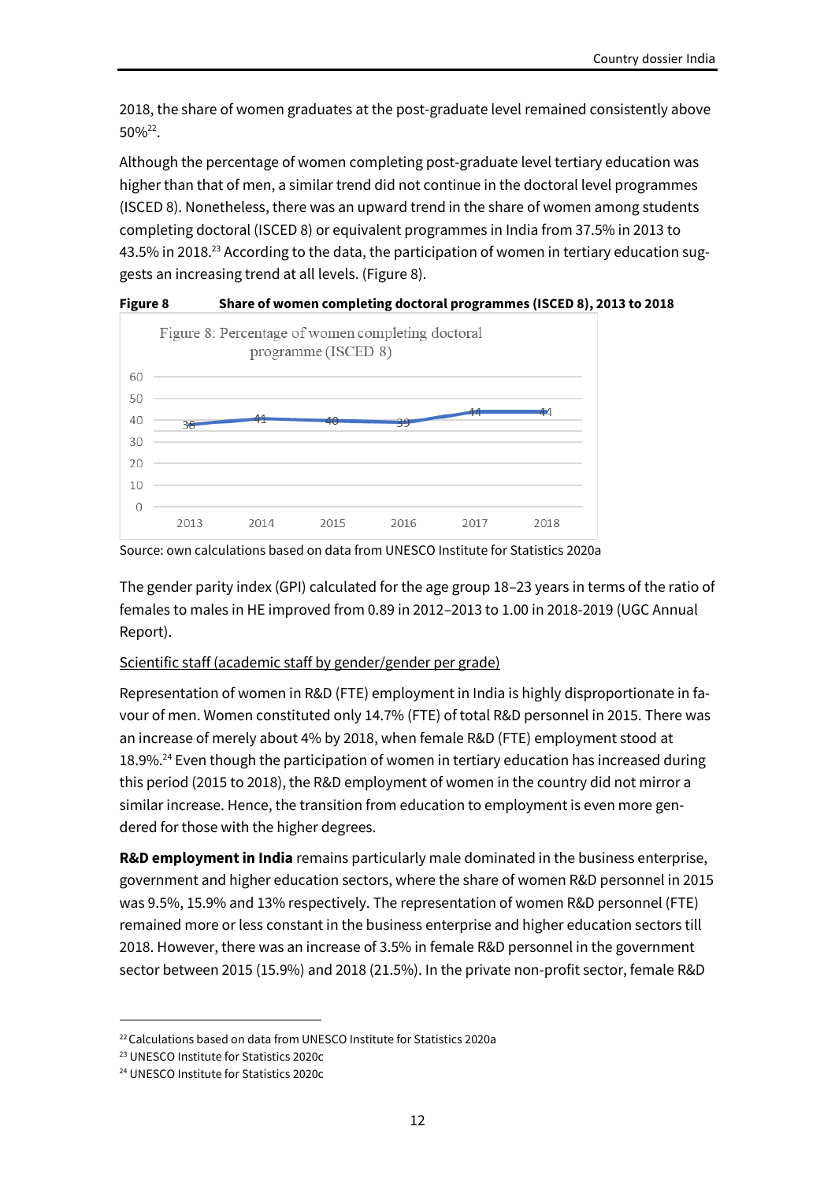2018, the share of women graduates at the post-graduate level remained consistently above 50%[22].

Although the percentage of women completing post-graduate level tertiary education was higher than that of men, a similar trend did not continue in the doctoral level programmes (ISCED 8). Nonetheless, there was an upward trend in the share of women among students completing doctoral (ISCED 8) or equivalent programmes in India from 37.5% in 2013 to 43.5% in 2018.[23] According to the data, the participation of women in tertiary education suggests an increasing trend at all levels. (Figure 8).

**Figure 8** **Share of women completing doctoral programmes (ISCED 8), 2013 to 2018**

Source: own calculations based on data from UNESCO Institute for Statistics 2020a

The gender parity index (GPI) calculated for the age group 18–23 years in terms of the ratio of females to males in HE improved from 0.89 in 2012–2013 to 1.00 in 2018-2019 (UGC Annual Report).

Scientific staff (academic staff by gender/gender per grade)

Representation of women in R&D (FTE) employment in India is highly disproportionate in favour of men. Women constituted only 14.7% (FTE) of total R&D personnel in 2015. There was an increase of merely about 4% by 2018, when female R&D (FTE) employment stood at 18.9%.[24] Even though the participation of women in tertiary education has increased during this period (2015 to 2018), the R&D employment of women in the country did not mirror a similar increase. Hence, the transition from education to employment is even more gendered for those with the higher degrees.

**R&D employment in India** remains particularly male dominated in the business enterprise, government and higher education sectors, where the share of women R&D personnel in 2015 was 9.5%, 15.9% and 13% respectively. The representation of women R&D personnel (FTE) remained more or less constant in the business enterprise and higher education sectors till 2018. However, there was an increase of 3.5% in female R&D personnel in the government sector between 2015 (15.9%) and 2018 (21.5%). In the private non-profit sector, female R&D

---

[22] Calculations based on data from UNESCO Institute for Statistics 2020a

[23] UNESCO Institute for Statistics 2020c

[24] UNESCO Institute for Statistics 2020c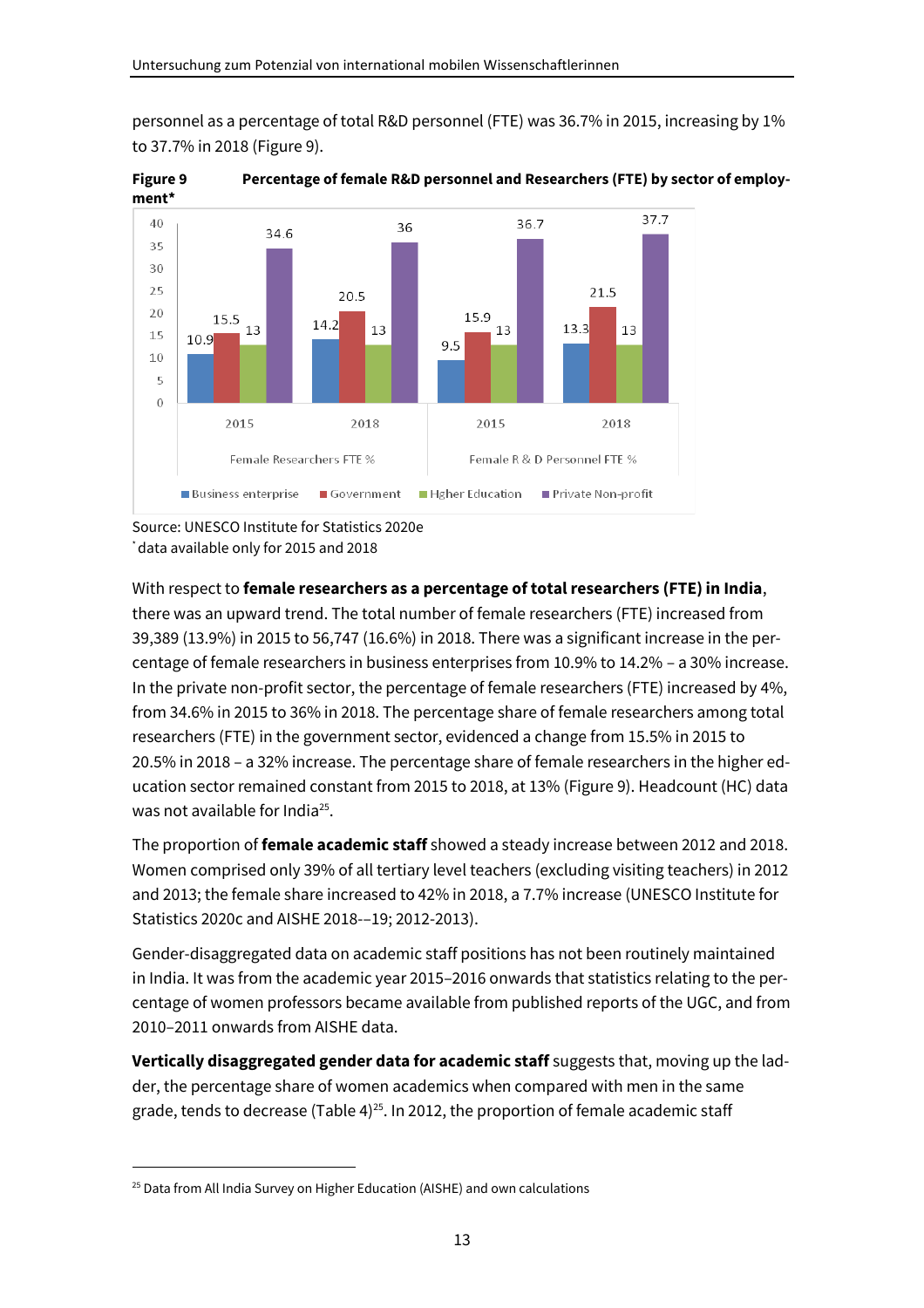personnel as a percentage of total R&D personnel (FTE) was 36.7% in 2015, increasing by 1% to 37.7% in 2018 (Figure 9).

**Figure 9 Percentage of female R&D personnel and Researchers (FTE) by sector of employment***

| | Female Researchers FTE % | | Female R & D Personnel FTE % | |
|---|---|---|---|---|
| | 2015 | 2018 | 2015 | 2018 |
| Business enterprise | 10.9 | 14.2 | 9.5 | 13.3 |
| Government | 15.5 | 20.5 | 15.9 | 21.5 |
| Hgher Education | 13 | 13 | 13 | 13 |
| Private Non-profit | 34.6 | 36 | 36.7 | 37.7 |

Source: UNESCO Institute for Statistics 2020e
*data available only for 2015 and 2018

With respect to **female researchers as a percentage of total researchers (FTE) in India**, there was an upward trend. The total number of female researchers (FTE) increased from 39,389 (13.9%) in 2015 to 56,747 (16.6%) in 2018. There was a significant increase in the percentage of female researchers in business enterprises from 10.9% to 14.2% – a 30% increase. In the private non-profit sector, the percentage of female researchers (FTE) increased by 4%, from 34.6% in 2015 to 36% in 2018. The percentage share of female researchers among total researchers (FTE) in the government sector, evidenced a change from 15.5% in 2015 to 20.5% in 2018 – a 32% increase. The percentage share of female researchers in the higher education sector remained constant from 2015 to 2018, at 13% (Figure 9). Headcount (HC) data was not available for India[25].

The proportion of **female academic staff** showed a steady increase between 2012 and 2018. Women comprised only 39% of all tertiary level teachers (excluding visiting teachers) in 2012 and 2013; the female share increased to 42% in 2018, a 7.7% increase (UNESCO Institute for Statistics 2020c and AISHE 2018-–19; 2012-2013).

Gender-disaggregated data on academic staff positions has not been routinely maintained in India. It was from the academic year 2015–2016 onwards that statistics relating to the percentage of women professors became available from published reports of the UGC, and from 2010–2011 onwards from AISHE data.

**Vertically disaggregated gender data for academic staff** suggests that, moving up the ladder, the percentage share of women academics when compared with men in the same grade, tends to decrease (Table 4)[25]. In 2012, the proportion of female academic staff

[25] Data from All India Survey on Higher Education (AISHE) and own calculations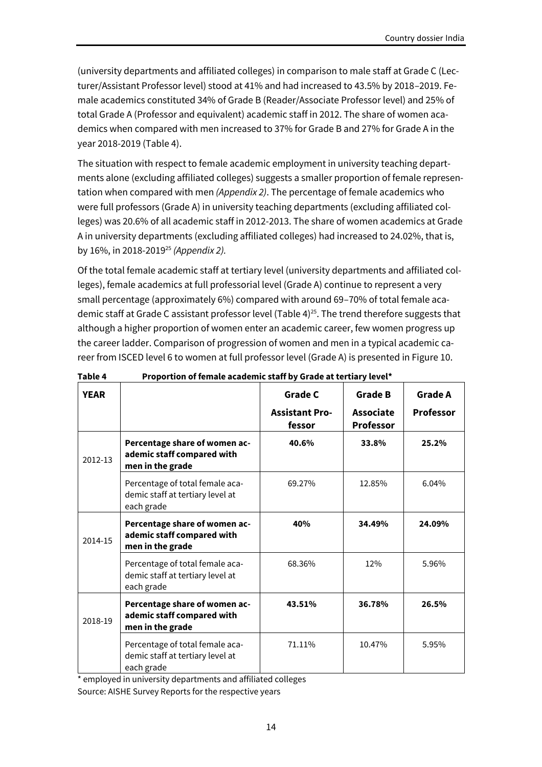(university departments and affiliated colleges) in comparison to male staff at Grade C (Lecturer/Assistant Professor level) stood at 41% and had increased to 43.5% by 2018–2019. Female academics constituted 34% of Grade B (Reader/Associate Professor level) and 25% of total Grade A (Professor and equivalent) academic staff in 2012. The share of women academics when compared with men increased to 37% for Grade B and 27% for Grade A in the year 2018-2019 (Table 4).

The situation with respect to female academic employment in university teaching departments alone (excluding affiliated colleges) suggests a smaller proportion of female representation when compared with men *(Appendix 2)*. The percentage of female academics who were full professors (Grade A) in university teaching departments (excluding affiliated colleges) was 20.6% of all academic staff in 2012-2013. The share of women academics at Grade A in university departments (excluding affiliated colleges) had increased to 24.02%, that is, by 16%, in 2018-2019[25] *(Appendix 2).*

Of the total female academic staff at tertiary level (university departments and affiliated colleges), female academics at full professorial level (Grade A) continue to represent a very small percentage (approximately 6%) compared with around 69–70% of total female academic staff at Grade C assistant professor level (Table 4)[25]. The trend therefore suggests that although a higher proportion of women enter an academic career, few women progress up the career ladder. Comparison of progression of women and men in a typical academic career from ISCED level 6 to women at full professor level (Grade A) is presented in Figure 10.

**Table 4 Proportion of female academic staff by Grade at tertiary level\***

| YEAR | | Grade C<br>Assistant Professor | Grade B<br>Associate Professor | Grade A<br>Professor |
|---|---|---|---|---|
| 2012-13 | **Percentage share of women academic staff compared with men in the grade** | **40.6%** | **33.8%** | **25.2%** |
| | Percentage of total female academic staff at tertiary level at each grade | 69.27% | 12.85% | 6.04% |
| 2014-15 | **Percentage share of women academic staff compared with men in the grade** | **40%** | **34.49%** | **24.09%** |
| | Percentage of total female academic staff at tertiary level at each grade | 68.36% | 12% | 5.96% |
| 2018-19 | **Percentage share of women academic staff compared with men in the grade** | **43.51%** | **36.78%** | **26.5%** |
| | Percentage of total female academic staff at tertiary level at each grade | 71.11% | 10.47% | 5.95% |

\* employed in university departments and affiliated colleges

Source: AISHE Survey Reports for the respective years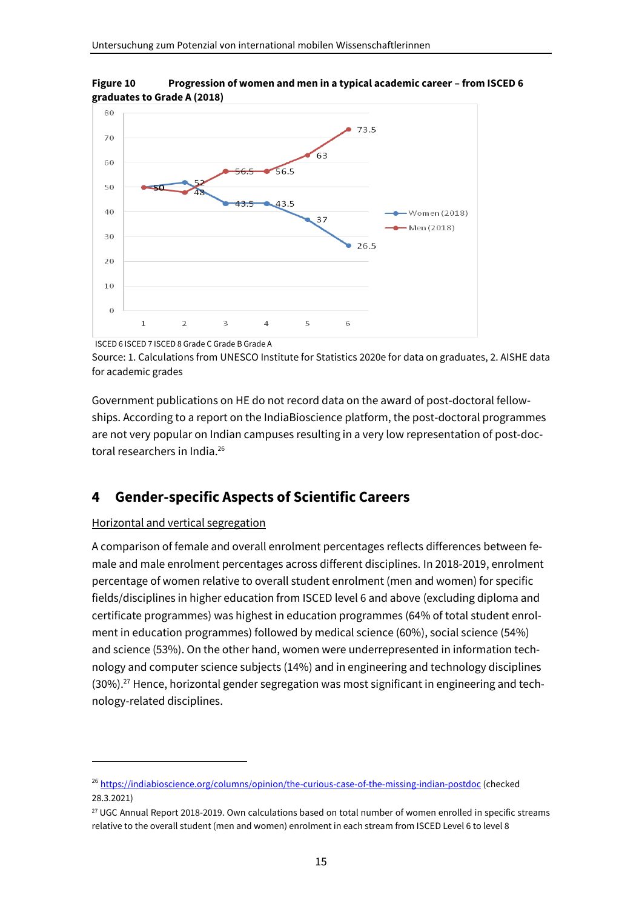**Figure 10 Progression of women and men in a typical academic career – from ISCED 6 graduates to Grade A (2018)**

| | 1 | 2 | 3 | 4 | 5 | 6 |
|---|---|---|---|---|---|---|
| Women (2018) | 50 | 52 | 43.5 | 43.5 | 37 | 26.5 |
| Men (2018) | 50 | 48 | 56.5 | 56.5 | 63 | 73.5 |

ISCED 6 ISCED 7 ISCED 8 Grade C Grade B Grade A

Source: 1. Calculations from UNESCO Institute for Statistics 2020e for data on graduates, 2. AISHE data for academic grades

Government publications on HE do not record data on the award of post-doctoral fellowships. According to a report on the IndiaBioscience platform, the post-doctoral programmes are not very popular on Indian campuses resulting in a very low representation of post-doctoral researchers in India.[26]

## 4 Gender-specific Aspects of Scientific Careers

Horizontal and vertical segregation

A comparison of female and overall enrolment percentages reflects differences between female and male enrolment percentages across different disciplines. In 2018-2019, enrolment percentage of women relative to overall student enrolment (men and women) for specific fields/disciplines in higher education from ISCED level 6 and above (excluding diploma and certificate programmes) was highest in education programmes (64% of total student enrolment in education programmes) followed by medical science (60%), social science (54%) and science (53%). On the other hand, women were underrepresented in information technology and computer science subjects (14%) and in engineering and technology disciplines (30%).[27] Hence, horizontal gender segregation was most significant in engineering and technology-related disciplines.

---

[26] https://indiabioscience.org/columns/opinion/the-curious-case-of-the-missing-indian-postdoc (checked 28.3.2021)

[27] UGC Annual Report 2018-2019. Own calculations based on total number of women enrolled in specific streams relative to the overall student (men and women) enrolment in each stream from ISCED Level 6 to level 8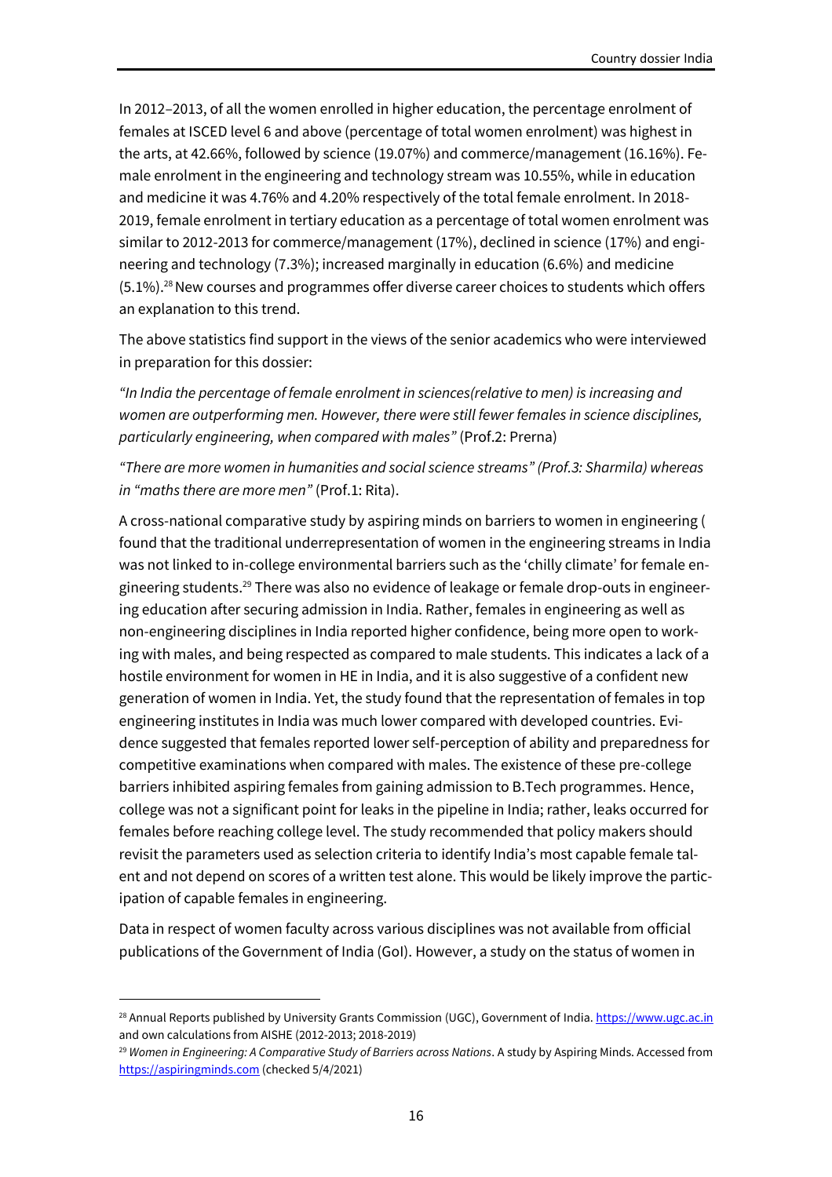In 2012–2013, of all the women enrolled in higher education, the percentage enrolment of females at ISCED level 6 and above (percentage of total women enrolment) was highest in the arts, at 42.66%, followed by science (19.07%) and commerce/management (16.16%). Female enrolment in the engineering and technology stream was 10.55%, while in education and medicine it was 4.76% and 4.20% respectively of the total female enrolment. In 2018-2019, female enrolment in tertiary education as a percentage of total women enrolment was similar to 2012-2013 for commerce/management (17%), declined in science (17%) and engineering and technology (7.3%); increased marginally in education (6.6%) and medicine (5.1%).[28] New courses and programmes offer diverse career choices to students which offers an explanation to this trend.

The above statistics find support in the views of the senior academics who were interviewed in preparation for this dossier:

*"In India the percentage of female enrolment in sciences(relative to men) is increasing and women are outperforming men. However, there were still fewer females in science disciplines, particularly engineering, when compared with males"* (Prof.2: Prerna)

*"There are more women in humanities and social science streams" (Prof.3: Sharmila) whereas in "maths there are more men"* (Prof.1: Rita).

A cross-national comparative study by aspiring minds on barriers to women in engineering ( found that the traditional underrepresentation of women in the engineering streams in India was not linked to in-college environmental barriers such as the 'chilly climate' for female engineering students.[29] There was also no evidence of leakage or female drop-outs in engineering education after securing admission in India. Rather, females in engineering as well as non-engineering disciplines in India reported higher confidence, being more open to working with males, and being respected as compared to male students. This indicates a lack of a hostile environment for women in HE in India, and it is also suggestive of a confident new generation of women in India. Yet, the study found that the representation of females in top engineering institutes in India was much lower compared with developed countries. Evidence suggested that females reported lower self-perception of ability and preparedness for competitive examinations when compared with males. The existence of these pre-college barriers inhibited aspiring females from gaining admission to B.Tech programmes. Hence, college was not a significant point for leaks in the pipeline in India; rather, leaks occurred for females before reaching college level. The study recommended that policy makers should revisit the parameters used as selection criteria to identify India's most capable female talent and not depend on scores of a written test alone. This would be likely improve the participation of capable females in engineering.

Data in respect of women faculty across various disciplines was not available from official publications of the Government of India (GoI). However, a study on the status of women in

---

[28] Annual Reports published by University Grants Commission (UGC), Government of India. https://www.ugc.ac.in and own calculations from AISHE (2012-2013; 2018-2019)

[29] *Women in Engineering: A Comparative Study of Barriers across Nations*. A study by Aspiring Minds. Accessed from https://aspiringminds.com (checked 5/4/2021)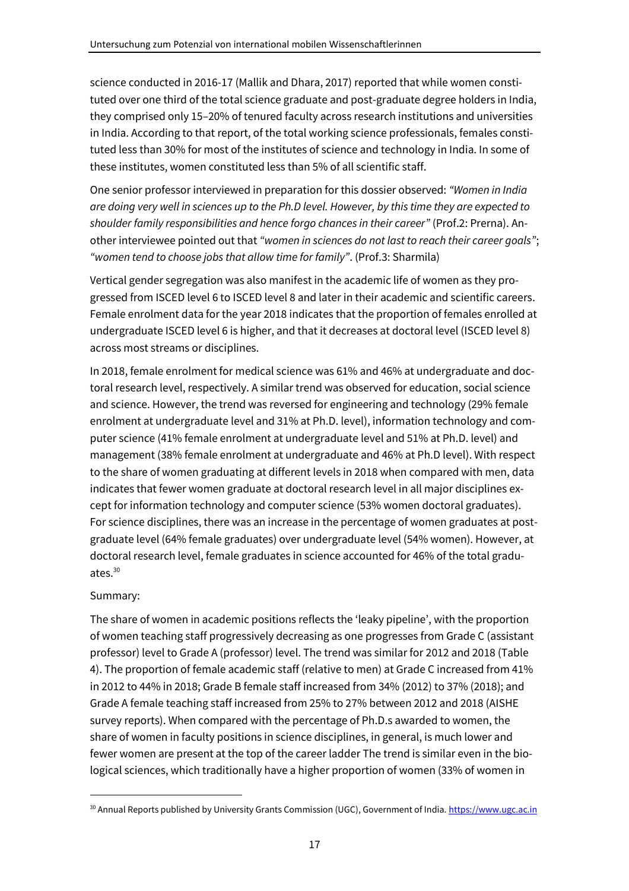science conducted in 2016-17 (Mallik and Dhara, 2017) reported that while women constituted over one third of the total science graduate and post-graduate degree holders in India, they comprised only 15–20% of tenured faculty across research institutions and universities in India. According to that report, of the total working science professionals, females constituted less than 30% for most of the institutes of science and technology in India. In some of these institutes, women constituted less than 5% of all scientific staff.

One senior professor interviewed in preparation for this dossier observed: *"Women in India are doing very well in sciences up to the Ph.D level. However, by this time they are expected to shoulder family responsibilities and hence forgo chances in their career"* (Prof.2: Prerna). Another interviewee pointed out that *"women in sciences do not last to reach their career goals"*; *"women tend to choose jobs that allow time for family"*. (Prof.3: Sharmila)

Vertical gender segregation was also manifest in the academic life of women as they progressed from ISCED level 6 to ISCED level 8 and later in their academic and scientific careers. Female enrolment data for the year 2018 indicates that the proportion of females enrolled at undergraduate ISCED level 6 is higher, and that it decreases at doctoral level (ISCED level 8) across most streams or disciplines.

In 2018, female enrolment for medical science was 61% and 46% at undergraduate and doctoral research level, respectively. A similar trend was observed for education, social science and science. However, the trend was reversed for engineering and technology (29% female enrolment at undergraduate level and 31% at Ph.D. level), information technology and computer science (41% female enrolment at undergraduate level and 51% at Ph.D. level) and management (38% female enrolment at undergraduate and 46% at Ph.D level). With respect to the share of women graduating at different levels in 2018 when compared with men, data indicates that fewer women graduate at doctoral research level in all major disciplines except for information technology and computer science (53% women doctoral graduates). For science disciplines, there was an increase in the percentage of women graduates at post-graduate level (64% female graduates) over undergraduate level (54% women). However, at doctoral research level, female graduates in science accounted for 46% of the total graduates.[30]

Summary:

The share of women in academic positions reflects the 'leaky pipeline', with the proportion of women teaching staff progressively decreasing as one progresses from Grade C (assistant professor) level to Grade A (professor) level. The trend was similar for 2012 and 2018 (Table 4). The proportion of female academic staff (relative to men) at Grade C increased from 41% in 2012 to 44% in 2018; Grade B female staff increased from 34% (2012) to 37% (2018); and Grade A female teaching staff increased from 25% to 27% between 2012 and 2018 (AISHE survey reports). When compared with the percentage of Ph.D.s awarded to women, the share of women in faculty positions in science disciplines, in general, is much lower and fewer women are present at the top of the career ladder The trend is similar even in the biological sciences, which traditionally have a higher proportion of women (33% of women in

[30] Annual Reports published by University Grants Commission (UGC), Government of India. https://www.ugc.ac.in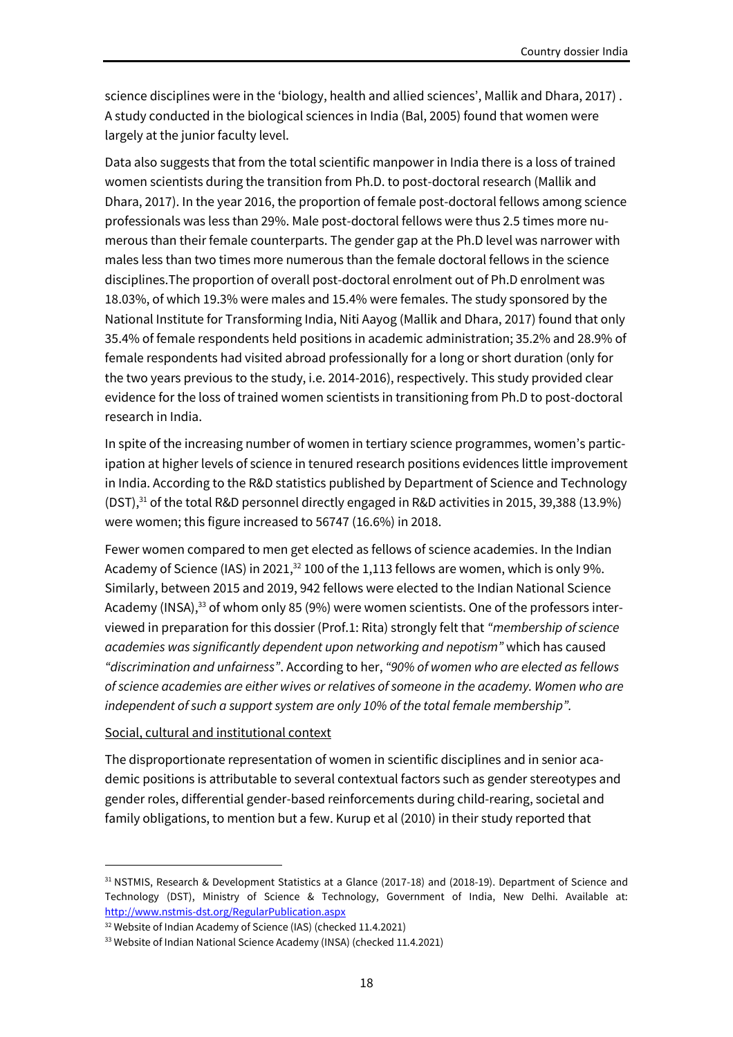science disciplines were in the 'biology, health and allied sciences', Mallik and Dhara, 2017) . A study conducted in the biological sciences in India (Bal, 2005) found that women were largely at the junior faculty level.

Data also suggests that from the total scientific manpower in India there is a loss of trained women scientists during the transition from Ph.D. to post-doctoral research (Mallik and Dhara, 2017). In the year 2016, the proportion of female post-doctoral fellows among science professionals was less than 29%. Male post-doctoral fellows were thus 2.5 times more numerous than their female counterparts. The gender gap at the Ph.D level was narrower with males less than two times more numerous than the female doctoral fellows in the science disciplines.The proportion of overall post-doctoral enrolment out of Ph.D enrolment was 18.03%, of which 19.3% were males and 15.4% were females. The study sponsored by the National Institute for Transforming India, Niti Aayog (Mallik and Dhara, 2017) found that only 35.4% of female respondents held positions in academic administration; 35.2% and 28.9% of female respondents had visited abroad professionally for a long or short duration (only for the two years previous to the study, i.e. 2014-2016), respectively. This study provided clear evidence for the loss of trained women scientists in transitioning from Ph.D to post-doctoral research in India.

In spite of the increasing number of women in tertiary science programmes, women's participation at higher levels of science in tenured research positions evidences little improvement in India. According to the R&D statistics published by Department of Science and Technology (DST),[31] of the total R&D personnel directly engaged in R&D activities in 2015, 39,388 (13.9%) were women; this figure increased to 56747 (16.6%) in 2018.

Fewer women compared to men get elected as fellows of science academies. In the Indian Academy of Science (IAS) in 2021,[32] 100 of the 1,113 fellows are women, which is only 9%. Similarly, between 2015 and 2019, 942 fellows were elected to the Indian National Science Academy (INSA),[33] of whom only 85 (9%) were women scientists. One of the professors interviewed in preparation for this dossier (Prof.1: Rita) strongly felt that *"membership of science academies was significantly dependent upon networking and nepotism"* which has caused *"discrimination and unfairness"*. According to her, *"90% of women who are elected as fellows of science academies are either wives or relatives of someone in the academy. Women who are independent of such a support system are only 10% of the total female membership".*

<u>Social, cultural and institutional context</u>

The disproportionate representation of women in scientific disciplines and in senior academic positions is attributable to several contextual factors such as gender stereotypes and gender roles, differential gender-based reinforcements during child-rearing, societal and family obligations, to mention but a few. Kurup et al (2010) in their study reported that

---

[31] NSTMIS, Research & Development Statistics at a Glance (2017-18) and (2018-19). Department of Science and Technology (DST), Ministry of Science & Technology, Government of India, New Delhi. Available at: http://www.nstmis-dst.org/RegularPublication.aspx

[32] Website of Indian Academy of Science (IAS) (checked 11.4.2021)

[33] Website of Indian National Science Academy (INSA) (checked 11.4.2021)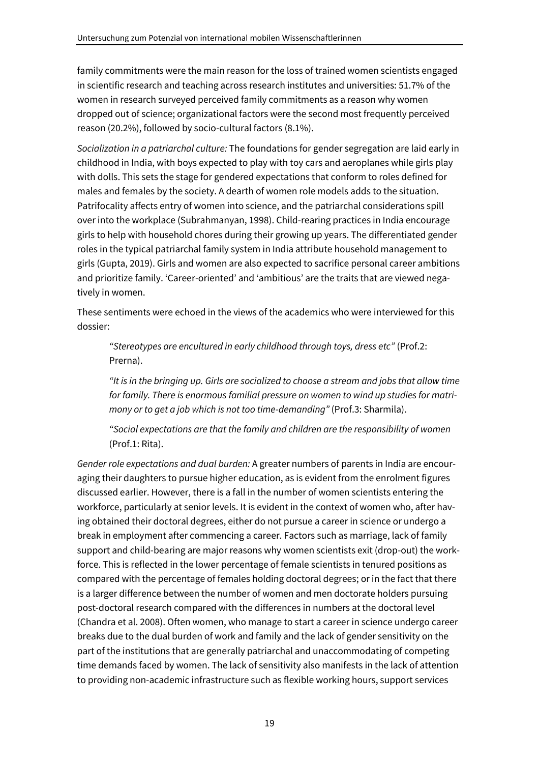family commitments were the main reason for the loss of trained women scientists engaged in scientific research and teaching across research institutes and universities: 51.7% of the women in research surveyed perceived family commitments as a reason why women dropped out of science; organizational factors were the second most frequently perceived reason (20.2%), followed by socio-cultural factors (8.1%).

*Socialization in a patriarchal culture:* The foundations for gender segregation are laid early in childhood in India, with boys expected to play with toy cars and aeroplanes while girls play with dolls. This sets the stage for gendered expectations that conform to roles defined for males and females by the society. A dearth of women role models adds to the situation. Patrifocality affects entry of women into science, and the patriarchal considerations spill over into the workplace (Subrahmanyan, 1998). Child-rearing practices in India encourage girls to help with household chores during their growing up years. The differentiated gender roles in the typical patriarchal family system in India attribute household management to girls (Gupta, 2019). Girls and women are also expected to sacrifice personal career ambitions and prioritize family. 'Career-oriented' and 'ambitious' are the traits that are viewed negatively in women.

These sentiments were echoed in the views of the academics who were interviewed for this dossier:

> *"Stereotypes are encultured in early childhood through toys, dress etc"* (Prof.2: Prerna).
>
> *"It is in the bringing up. Girls are socialized to choose a stream and jobs that allow time for family. There is enormous familial pressure on women to wind up studies for matrimony or to get a job which is not too time-demanding"* (Prof.3: Sharmila).
>
> *"Social expectations are that the family and children are the responsibility of women* (Prof.1: Rita).

*Gender role expectations and dual burden:* A greater numbers of parents in India are encouraging their daughters to pursue higher education, as is evident from the enrolment figures discussed earlier. However, there is a fall in the number of women scientists entering the workforce, particularly at senior levels. It is evident in the context of women who, after having obtained their doctoral degrees, either do not pursue a career in science or undergo a break in employment after commencing a career. Factors such as marriage, lack of family support and child-bearing are major reasons why women scientists exit (drop-out) the workforce. This is reflected in the lower percentage of female scientists in tenured positions as compared with the percentage of females holding doctoral degrees; or in the fact that there is a larger difference between the number of women and men doctorate holders pursuing post-doctoral research compared with the differences in numbers at the doctoral level (Chandra et al. 2008). Often women, who manage to start a career in science undergo career breaks due to the dual burden of work and family and the lack of gender sensitivity on the part of the institutions that are generally patriarchal and unaccommodating of competing time demands faced by women. The lack of sensitivity also manifests in the lack of attention to providing non-academic infrastructure such as flexible working hours, support services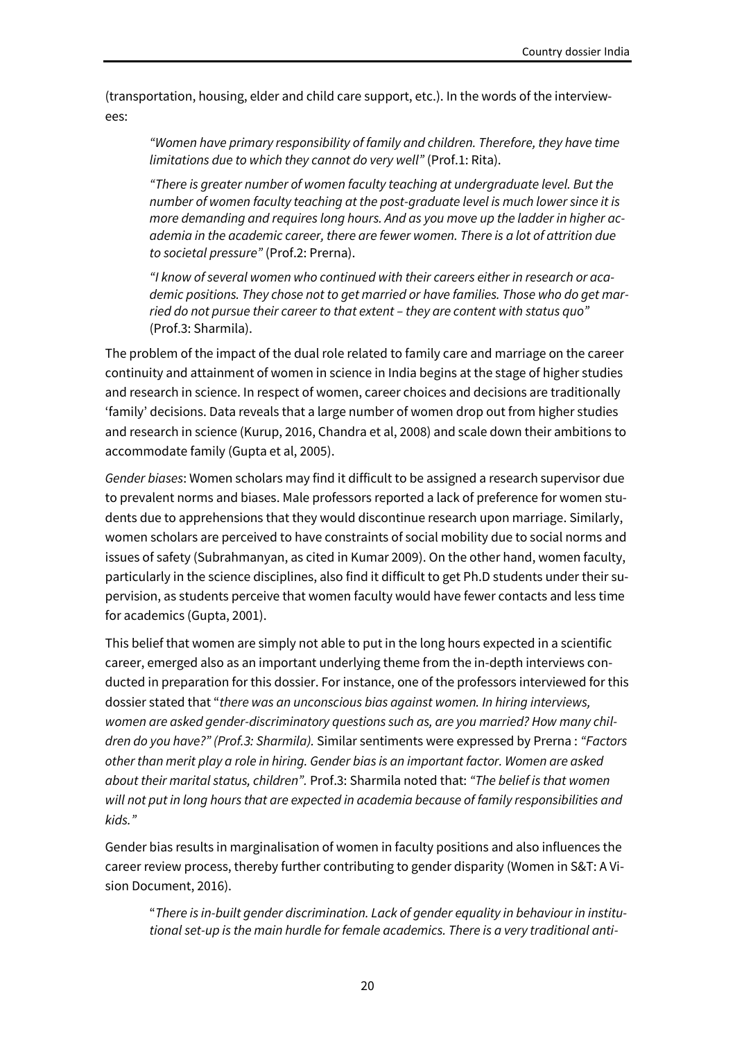(transportation, housing, elder and child care support, etc.). In the words of the interviewees:

> *"Women have primary responsibility of family and children. Therefore, they have time limitations due to which they cannot do very well"* (Prof.1: Rita).
>
> *"There is greater number of women faculty teaching at undergraduate level. But the number of women faculty teaching at the post-graduate level is much lower since it is more demanding and requires long hours. And as you move up the ladder in higher academia in the academic career, there are fewer women. There is a lot of attrition due to societal pressure"* (Prof.2: Prerna).
>
> *"I know of several women who continued with their careers either in research or academic positions. They chose not to get married or have families. Those who do get married do not pursue their career to that extent – they are content with status quo"* (Prof.3: Sharmila).

The problem of the impact of the dual role related to family care and marriage on the career continuity and attainment of women in science in India begins at the stage of higher studies and research in science. In respect of women, career choices and decisions are traditionally 'family' decisions. Data reveals that a large number of women drop out from higher studies and research in science (Kurup, 2016, Chandra et al, 2008) and scale down their ambitions to accommodate family (Gupta et al, 2005).

*Gender biases*: Women scholars may find it difficult to be assigned a research supervisor due to prevalent norms and biases. Male professors reported a lack of preference for women students due to apprehensions that they would discontinue research upon marriage. Similarly, women scholars are perceived to have constraints of social mobility due to social norms and issues of safety (Subrahmanyan, as cited in Kumar 2009). On the other hand, women faculty, particularly in the science disciplines, also find it difficult to get Ph.D students under their supervision, as students perceive that women faculty would have fewer contacts and less time for academics (Gupta, 2001).

This belief that women are simply not able to put in the long hours expected in a scientific career, emerged also as an important underlying theme from the in-depth interviews conducted in preparation for this dossier. For instance, one of the professors interviewed for this dossier stated that "*there was an unconscious bias against women. In hiring interviews, women are asked gender-discriminatory questions such as, are you married? How many children do you have?" (Prof.3: Sharmila).* Similar sentiments were expressed by Prerna : *"Factors other than merit play a role in hiring. Gender bias is an important factor. Women are asked about their marital status, children".* Prof.3: Sharmila noted that: *"The belief is that women will not put in long hours that are expected in academia because of family responsibilities and kids."*

Gender bias results in marginalisation of women in faculty positions and also influences the career review process, thereby further contributing to gender disparity (Women in S&T: A Vision Document, 2016).

> "*There is in-built gender discrimination. Lack of gender equality in behaviour in institutional set-up is the main hurdle for female academics. There is a very traditional anti-*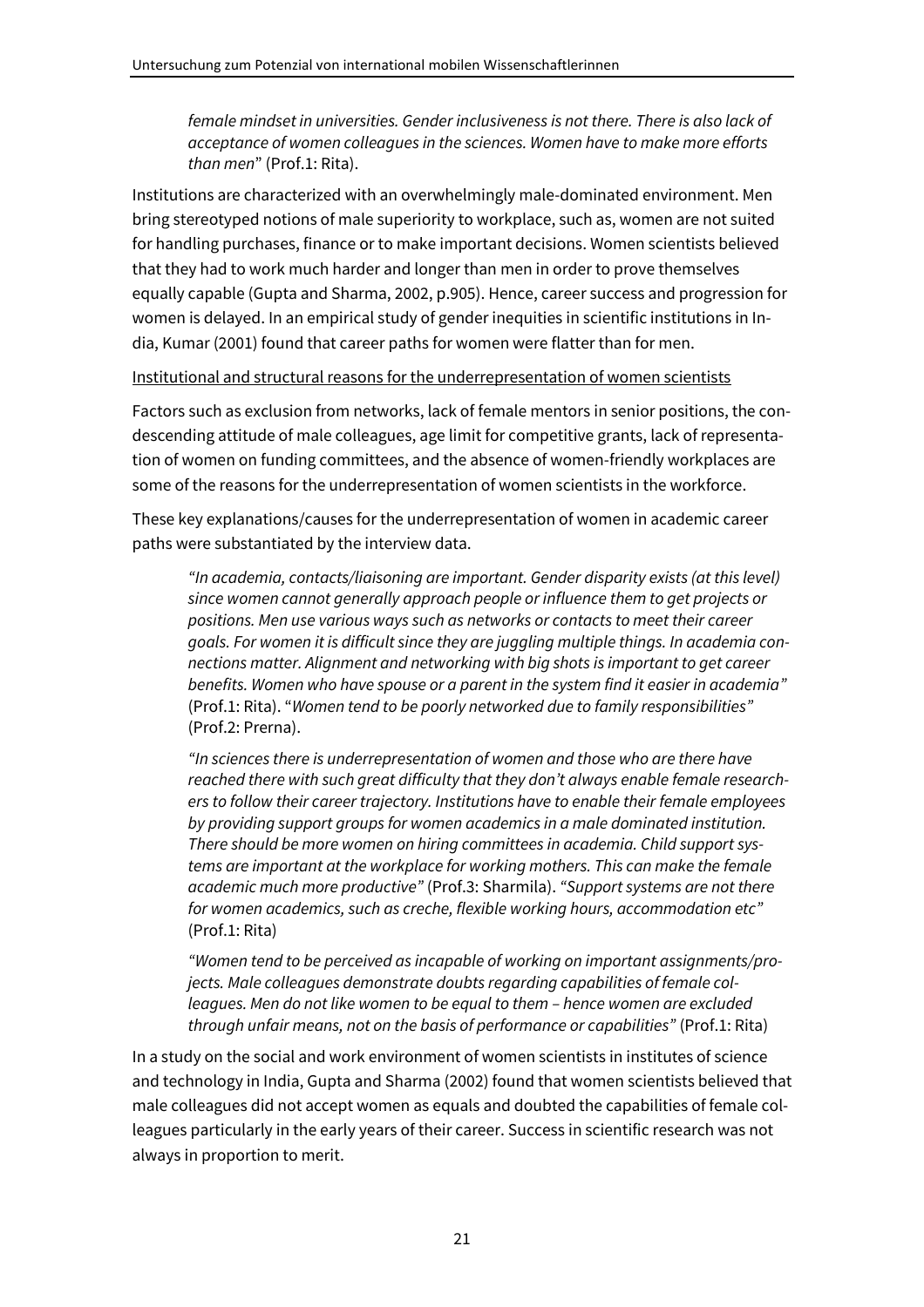*female mindset in universities. Gender inclusiveness is not there. There is also lack of acceptance of women colleagues in the sciences. Women have to make more efforts than men*" (Prof.1: Rita).

Institutions are characterized with an overwhelmingly male-dominated environment. Men bring stereotyped notions of male superiority to workplace, such as, women are not suited for handling purchases, finance or to make important decisions. Women scientists believed that they had to work much harder and longer than men in order to prove themselves equally capable (Gupta and Sharma, 2002, p.905). Hence, career success and progression for women is delayed. In an empirical study of gender inequities in scientific institutions in India, Kumar (2001) found that career paths for women were flatter than for men.

<u>Institutional and structural reasons for the underrepresentation of women scientists</u>

Factors such as exclusion from networks, lack of female mentors in senior positions, the condescending attitude of male colleagues, age limit for competitive grants, lack of representation of women on funding committees, and the absence of women-friendly workplaces are some of the reasons for the underrepresentation of women scientists in the workforce.

These key explanations/causes for the underrepresentation of women in academic career paths were substantiated by the interview data.

> *"In academia, contacts/liaisoning are important. Gender disparity exists (at this level) since women cannot generally approach people or influence them to get projects or positions. Men use various ways such as networks or contacts to meet their career goals. For women it is difficult since they are juggling multiple things. In academia connections matter. Alignment and networking with big shots is important to get career benefits. Women who have spouse or a parent in the system find it easier in academia"* (Prof.1: Rita). "*Women tend to be poorly networked due to family responsibilities"* (Prof.2: Prerna).
>
> *"In sciences there is underrepresentation of women and those who are there have reached there with such great difficulty that they don't always enable female researchers to follow their career trajectory. Institutions have to enable their female employees by providing support groups for women academics in a male dominated institution. There should be more women on hiring committees in academia. Child support systems are important at the workplace for working mothers. This can make the female academic much more productive"* (Prof.3: Sharmila). *"Support systems are not there for women academics, such as creche, flexible working hours, accommodation etc"* (Prof.1: Rita)
>
> *"Women tend to be perceived as incapable of working on important assignments/projects. Male colleagues demonstrate doubts regarding capabilities of female colleagues. Men do not like women to be equal to them – hence women are excluded through unfair means, not on the basis of performance or capabilities"* (Prof.1: Rita)

In a study on the social and work environment of women scientists in institutes of science and technology in India, Gupta and Sharma (2002) found that women scientists believed that male colleagues did not accept women as equals and doubted the capabilities of female colleagues particularly in the early years of their career. Success in scientific research was not always in proportion to merit.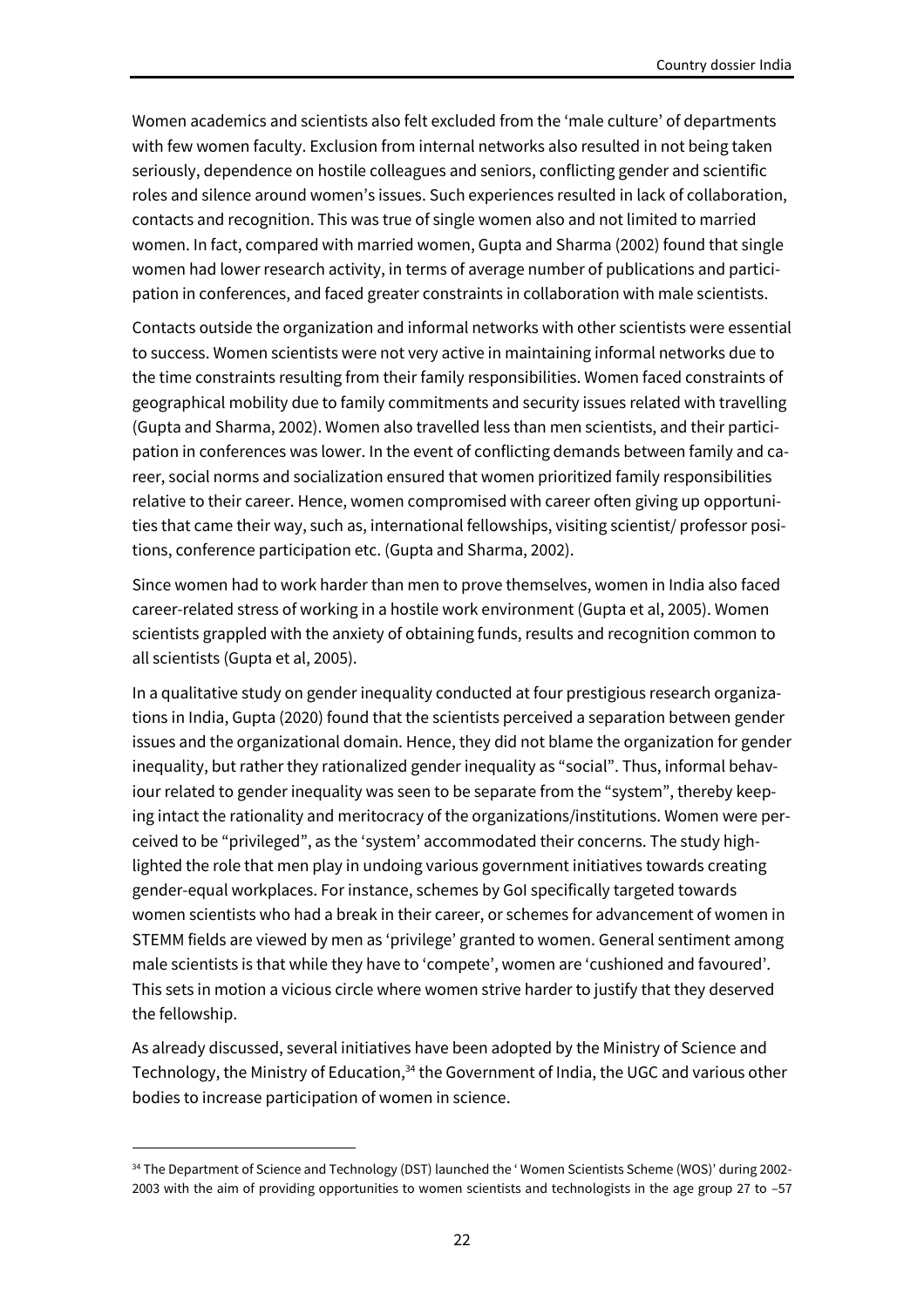Women academics and scientists also felt excluded from the 'male culture' of departments with few women faculty. Exclusion from internal networks also resulted in not being taken seriously, dependence on hostile colleagues and seniors, conflicting gender and scientific roles and silence around women's issues. Such experiences resulted in lack of collaboration, contacts and recognition. This was true of single women also and not limited to married women. In fact, compared with married women, Gupta and Sharma (2002) found that single women had lower research activity, in terms of average number of publications and participation in conferences, and faced greater constraints in collaboration with male scientists.

Contacts outside the organization and informal networks with other scientists were essential to success. Women scientists were not very active in maintaining informal networks due to the time constraints resulting from their family responsibilities. Women faced constraints of geographical mobility due to family commitments and security issues related with travelling (Gupta and Sharma, 2002). Women also travelled less than men scientists, and their participation in conferences was lower. In the event of conflicting demands between family and career, social norms and socialization ensured that women prioritized family responsibilities relative to their career. Hence, women compromised with career often giving up opportunities that came their way, such as, international fellowships, visiting scientist/ professor positions, conference participation etc. (Gupta and Sharma, 2002).

Since women had to work harder than men to prove themselves, women in India also faced career-related stress of working in a hostile work environment (Gupta et al, 2005). Women scientists grappled with the anxiety of obtaining funds, results and recognition common to all scientists (Gupta et al, 2005).

In a qualitative study on gender inequality conducted at four prestigious research organizations in India, Gupta (2020) found that the scientists perceived a separation between gender issues and the organizational domain. Hence, they did not blame the organization for gender inequality, but rather they rationalized gender inequality as "social". Thus, informal behaviour related to gender inequality was seen to be separate from the "system", thereby keeping intact the rationality and meritocracy of the organizations/institutions. Women were perceived to be "privileged", as the 'system' accommodated their concerns. The study highlighted the role that men play in undoing various government initiatives towards creating gender-equal workplaces. For instance, schemes by GoI specifically targeted towards women scientists who had a break in their career, or schemes for advancement of women in STEMM fields are viewed by men as 'privilege' granted to women. General sentiment among male scientists is that while they have to 'compete', women are 'cushioned and favoured'. This sets in motion a vicious circle where women strive harder to justify that they deserved the fellowship.

As already discussed, several initiatives have been adopted by the Ministry of Science and Technology, the Ministry of Education,[34] the Government of India, the UGC and various other bodies to increase participation of women in science.

[34] The Department of Science and Technology (DST) launched the ' Women Scientists Scheme (WOS)' during 2002-2003 with the aim of providing opportunities to women scientists and technologists in the age group 27 to –57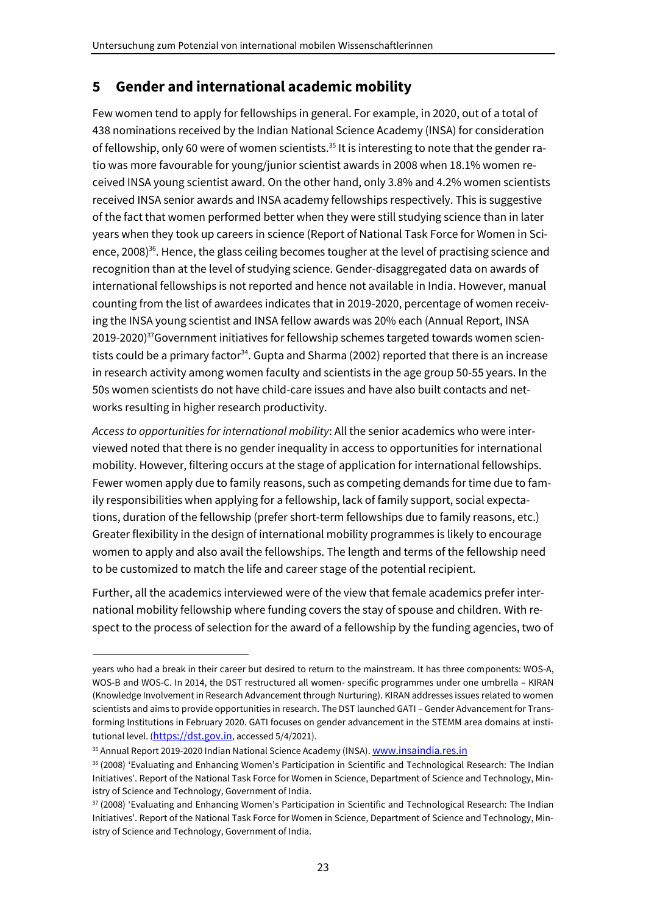## 5 Gender and international academic mobility

Few women tend to apply for fellowships in general. For example, in 2020, out of a total of 438 nominations received by the Indian National Science Academy (INSA) for consideration of fellowship, only 60 were of women scientists.[35] It is interesting to note that the gender ratio was more favourable for young/junior scientist awards in 2008 when 18.1% women received INSA young scientist award. On the other hand, only 3.8% and 4.2% women scientists received INSA senior awards and INSA academy fellowships respectively. This is suggestive of the fact that women performed better when they were still studying science than in later years when they took up careers in science (Report of National Task Force for Women in Science, 2008)[36]. Hence, the glass ceiling becomes tougher at the level of practising science and recognition than at the level of studying science. Gender-disaggregated data on awards of international fellowships is not reported and hence not available in India. However, manual counting from the list of awardees indicates that in 2019-2020, percentage of women receiving the INSA young scientist and INSA fellow awards was 20% each (Annual Report, INSA 2019-2020)[37]Government initiatives for fellowship schemes targeted towards women scientists could be a primary factor[34]. Gupta and Sharma (2002) reported that there is an increase in research activity among women faculty and scientists in the age group 50-55 years. In the 50s women scientists do not have child-care issues and have also built contacts and networks resulting in higher research productivity.

*Access to opportunities for international mobility*: All the senior academics who were interviewed noted that there is no gender inequality in access to opportunities for international mobility. However, filtering occurs at the stage of application for international fellowships. Fewer women apply due to family reasons, such as competing demands for time due to family responsibilities when applying for a fellowship, lack of family support, social expectations, duration of the fellowship (prefer short-term fellowships due to family reasons, etc.) Greater flexibility in the design of international mobility programmes is likely to encourage women to apply and also avail the fellowships. The length and terms of the fellowship need to be customized to match the life and career stage of the potential recipient.

Further, all the academics interviewed were of the view that female academics prefer international mobility fellowship where funding covers the stay of spouse and children. With respect to the process of selection for the award of a fellowship by the funding agencies, two of

---

years who had a break in their career but desired to return to the mainstream. It has three components: WOS-A, WOS-B and WOS-C. In 2014, the DST restructured all women- specific programmes under one umbrella – KIRAN (Knowledge Involvement in Research Advancement through Nurturing). KIRAN addresses issues related to women scientists and aims to provide opportunities in research. The DST launched GATI – Gender Advancement for Transforming Institutions in February 2020. GATI focuses on gender advancement in the STEMM area domains at institutional level. (https://dst.gov.in, accessed 5/4/2021).

[35] Annual Report 2019-2020 Indian National Science Academy (INSA). www.insaindia.res.in

[36] (2008) 'Evaluating and Enhancing Women's Participation in Scientific and Technological Research: The Indian Initiatives'. Report of the National Task Force for Women in Science, Department of Science and Technology, Ministry of Science and Technology, Government of India.

[37] (2008) 'Evaluating and Enhancing Women's Participation in Scientific and Technological Research: The Indian Initiatives'. Report of the National Task Force for Women in Science, Department of Science and Technology, Ministry of Science and Technology, Government of India.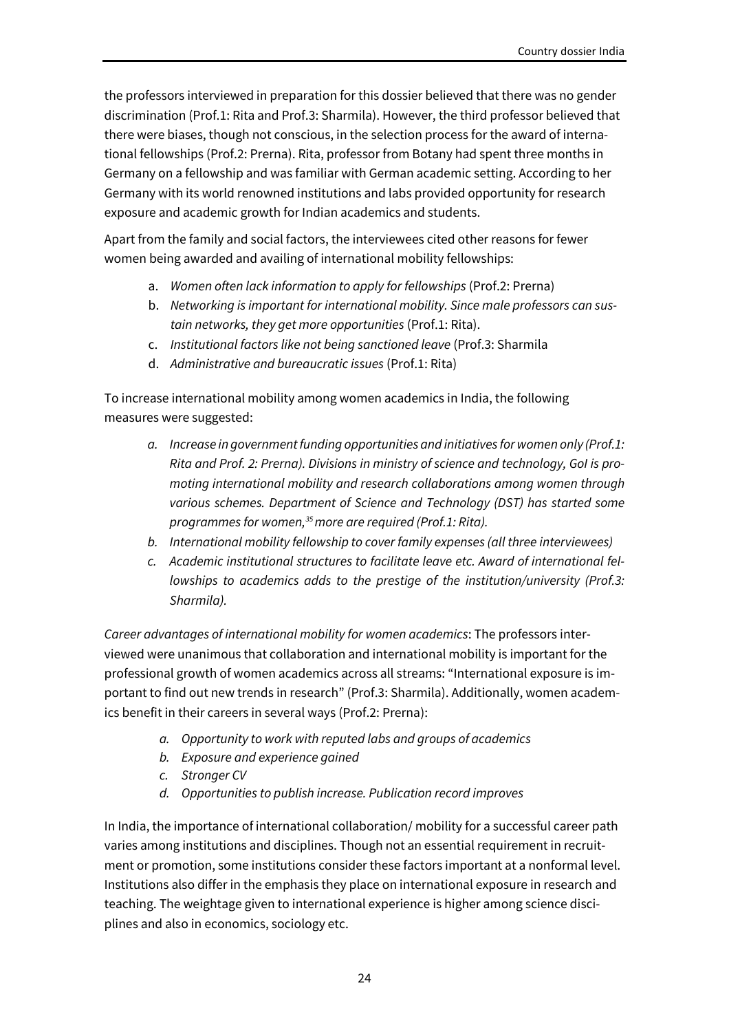the professors interviewed in preparation for this dossier believed that there was no gender discrimination (Prof.1: Rita and Prof.3: Sharmila). However, the third professor believed that there were biases, though not conscious, in the selection process for the award of international fellowships (Prof.2: Prerna). Rita, professor from Botany had spent three months in Germany on a fellowship and was familiar with German academic setting. According to her Germany with its world renowned institutions and labs provided opportunity for research exposure and academic growth for Indian academics and students.

Apart from the family and social factors, the interviewees cited other reasons for fewer women being awarded and availing of international mobility fellowships:

a. *Women often lack information to apply for fellowships* (Prof.2: Prerna)
b. *Networking is important for international mobility. Since male professors can sustain networks, they get more opportunities* (Prof.1: Rita).
c. *Institutional factors like not being sanctioned leave* (Prof.3: Sharmila
d. *Administrative and bureaucratic issues* (Prof.1: Rita)

To increase international mobility among women academics in India, the following measures were suggested:

a. *Increase in government funding opportunities and initiatives for women only (Prof.1: Rita and Prof. 2: Prerna). Divisions in ministry of science and technology, GoI is promoting international mobility and research collaborations among women through various schemes. Department of Science and Technology (DST) has started some programmes for women,*[35] *more are required (Prof.1: Rita).*
b. *International mobility fellowship to cover family expenses (all three interviewees)*
c. *Academic institutional structures to facilitate leave etc. Award of international fellowships to academics adds to the prestige of the institution/university (Prof.3: Sharmila).*

*Career advantages of international mobility for women academics*: The professors interviewed were unanimous that collaboration and international mobility is important for the professional growth of women academics across all streams: "International exposure is important to find out new trends in research" (Prof.3: Sharmila). Additionally, women academics benefit in their careers in several ways (Prof.2: Prerna):

a. *Opportunity to work with reputed labs and groups of academics*
b. *Exposure and experience gained*
c. *Stronger CV*
d. *Opportunities to publish increase. Publication record improves*

In India, the importance of international collaboration/ mobility for a successful career path varies among institutions and disciplines. Though not an essential requirement in recruitment or promotion, some institutions consider these factors important at a nonformal level. Institutions also differ in the emphasis they place on international exposure in research and teaching. The weightage given to international experience is higher among science disciplines and also in economics, sociology etc.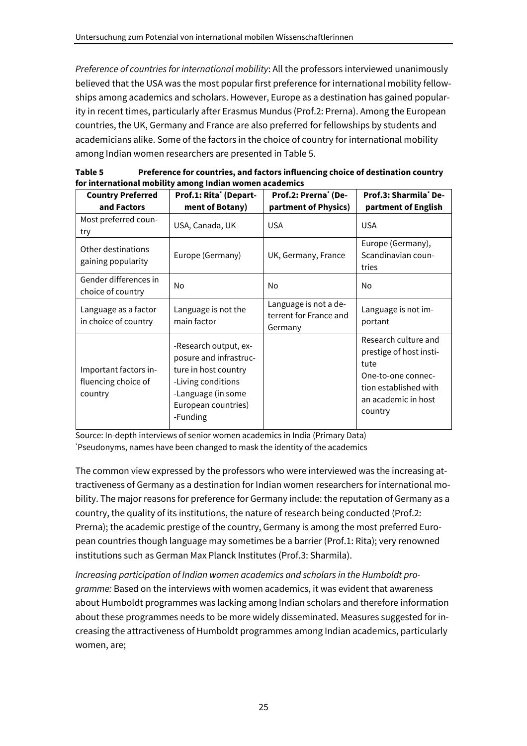*Preference of countries for international mobility*: All the professors interviewed unanimously believed that the USA was the most popular first preference for international mobility fellowships among academics and scholars. However, Europe as a destination has gained popularity in recent times, particularly after Erasmus Mundus (Prof.2: Prerna). Among the European countries, the UK, Germany and France are also preferred for fellowships by students and academicians alike. Some of the factors in the choice of country for international mobility among Indian women researchers are presented in Table 5.

**Table 5 Preference for countries, and factors influencing choice of destination country for international mobility among Indian women academics**

| Country Preferred and Factors | Prof.1: Rita* (Department of Botany) | Prof.2: Prerna* (Department of Physics) | Prof.3: Sharmila* Department of English |
|---|---|---|---|
| Most preferred country | USA, Canada, UK | USA | USA |
| Other destinations gaining popularity | Europe (Germany) | UK, Germany, France | Europe (Germany), Scandinavian countries |
| Gender differences in choice of country | No | No | No |
| Language as a factor in choice of country | Language is not the main factor | Language is not a deterrent for France and Germany | Language is not important |
| Important factors influencing choice of country | -Research output, exposure and infrastructure in host country<br>-Living conditions<br>-Language (in some European countries)<br>-Funding | | Research culture and prestige of host institute<br>One-to-one connection established with an academic in host country |

Source: In-depth interviews of senior women academics in India (Primary Data)
*Pseudonyms, names have been changed to mask the identity of the academics

The common view expressed by the professors who were interviewed was the increasing attractiveness of Germany as a destination for Indian women researchers for international mobility. The major reasons for preference for Germany include: the reputation of Germany as a country, the quality of its institutions, the nature of research being conducted (Prof.2: Prerna); the academic prestige of the country, Germany is among the most preferred European countries though language may sometimes be a barrier (Prof.1: Rita); very renowned institutions such as German Max Planck Institutes (Prof.3: Sharmila).

*Increasing participation of Indian women academics and scholars in the Humboldt programme:* Based on the interviews with women academics, it was evident that awareness about Humboldt programmes was lacking among Indian scholars and therefore information about these programmes needs to be more widely disseminated. Measures suggested for increasing the attractiveness of Humboldt programmes among Indian academics, particularly women, are;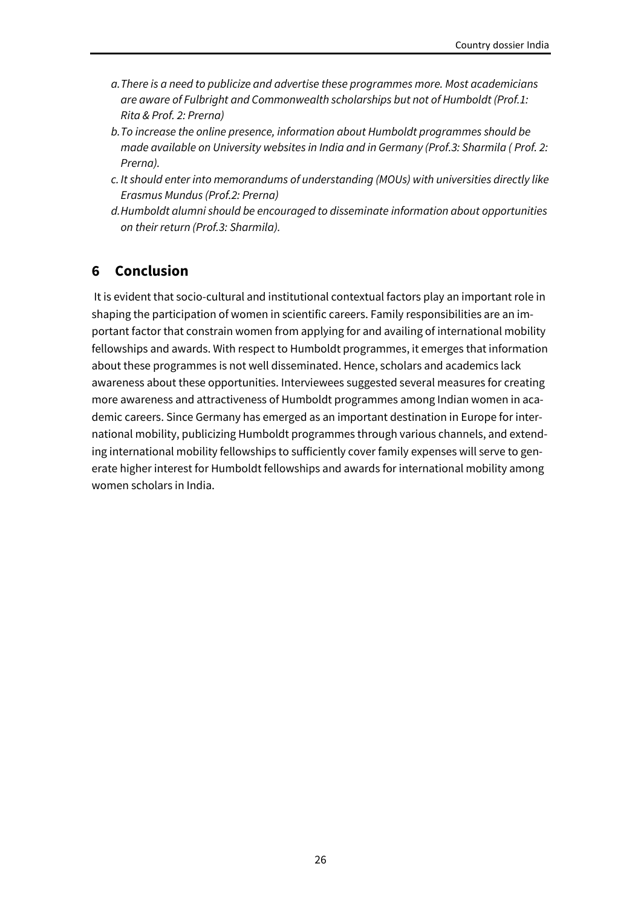*a. There is a need to publicize and advertise these programmes more. Most academicians are aware of Fulbright and Commonwealth scholarships but not of Humboldt (Prof.1: Rita & Prof. 2: Prerna)*

*b. To increase the online presence, information about Humboldt programmes should be made available on University websites in India and in Germany (Prof.3: Sharmila ( Prof. 2: Prerna).*

*c. It should enter into memorandums of understanding (MOUs) with universities directly like Erasmus Mundus (Prof.2: Prerna)*

*d. Humboldt alumni should be encouraged to disseminate information about opportunities on their return (Prof.3: Sharmila).*

## 6 Conclusion

It is evident that socio-cultural and institutional contextual factors play an important role in shaping the participation of women in scientific careers. Family responsibilities are an important factor that constrain women from applying for and availing of international mobility fellowships and awards. With respect to Humboldt programmes, it emerges that information about these programmes is not well disseminated. Hence, scholars and academics lack awareness about these opportunities. Interviewees suggested several measures for creating more awareness and attractiveness of Humboldt programmes among Indian women in academic careers. Since Germany has emerged as an important destination in Europe for international mobility, publicizing Humboldt programmes through various channels, and extending international mobility fellowships to sufficiently cover family expenses will serve to generate higher interest for Humboldt fellowships and awards for international mobility among women scholars in India.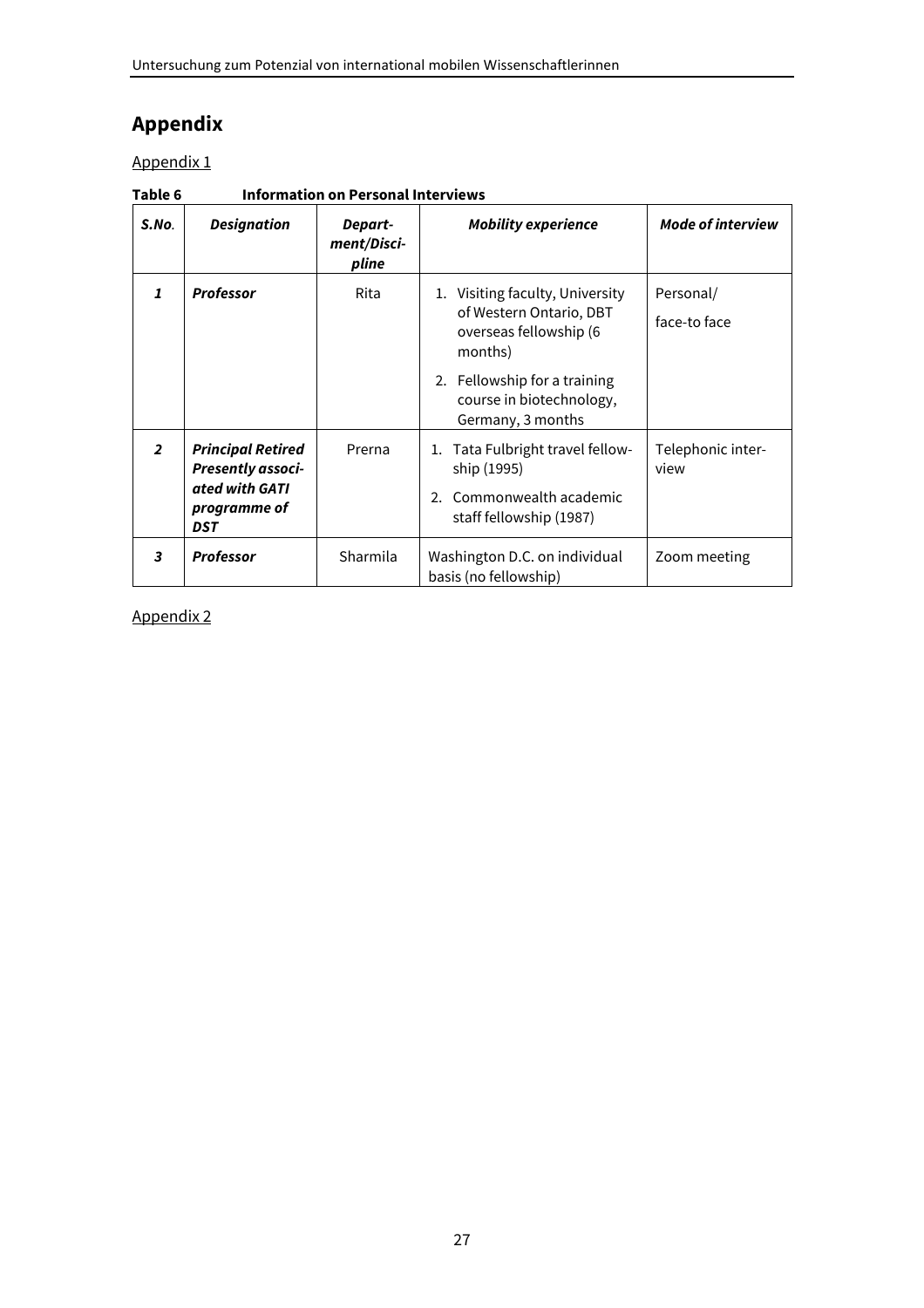# Appendix

Appendix 1

**Table 6 Information on Personal Interviews**

| ***S.No.*** | ***Designation*** | ***Depart-ment/Disci-pline*** | ***Mobility experience*** | ***Mode of interview*** |
|---|---|---|---|---|
| ***1*** | ***Professor*** | Rita | 1. Visiting faculty, University of Western Ontario, DBT overseas fellowship (6 months)<br>2. Fellowship for a training course in biotechnology, Germany, 3 months | Personal/ face-to face |
| ***2*** | ***Principal Retired Presently associ-ated with GATI programme of DST*** | Prerna | 1. Tata Fulbright travel fellow-ship (1995)<br>2. Commonwealth academic staff fellowship (1987) | Telephonic inter-view |
| ***3*** | ***Professor*** | Sharmila | Washington D.C. on individual basis (no fellowship) | Zoom meeting |

Appendix 2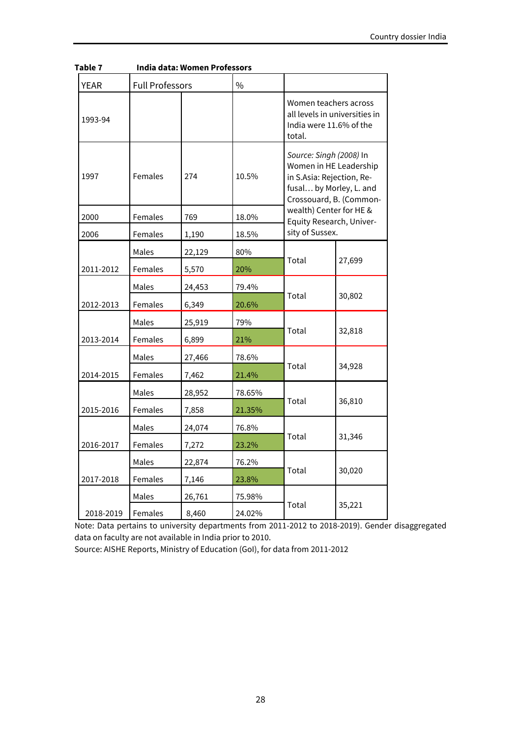**Table 7 India data: Women Professors**

| YEAR | Full Professors | | % | | |
|---|---|---|---|---|---|
| 1993-94 | | | | Women teachers across all levels in universities in India were 11.6% of the total. | |
| 1997 | Females | 274 | 10.5% | *Source: Singh (2008)* In Women in HE Leadership in S.Asia: Rejection, Refusal… by Morley, L. and Crossouard, B. (Commonwealth) Center for HE & Equity Research, University of Sussex. | |
| 2000 | Females | 769 | 18.0% | | |
| 2006 | Females | 1,190 | 18.5% | | |
| 2011-2012 | Males | 22,129 | 80% | Total | 27,699 |
| | Females | 5,570 | 20% | | |
| 2012-2013 | Males | 24,453 | 79.4% | Total | 30,802 |
| | Females | 6,349 | 20.6% | | |
| 2013-2014 | Males | 25,919 | 79% | Total | 32,818 |
| | Females | 6,899 | 21% | | |
| 2014-2015 | Males | 27,466 | 78.6% | Total | 34,928 |
| | Females | 7,462 | 21.4% | | |
| 2015-2016 | Males | 28,952 | 78.65% | Total | 36,810 |
| | Females | 7,858 | 21.35% | | |
| 2016-2017 | Males | 24,074 | 76.8% | Total | 31,346 |
| | Females | 7,272 | 23.2% | | |
| 2017-2018 | Males | 22,874 | 76.2% | Total | 30,020 |
| | Females | 7,146 | 23.8% | | |
| 2018-2019 | Males | 26,761 | 75.98% | Total | 35,221 |
| | Females | 8,460 | 24.02% | | |

Note: Data pertains to university departments from 2011-2012 to 2018-2019). Gender disaggregated data on faculty are not available in India prior to 2010.
Source: AISHE Reports, Ministry of Education (GoI), for data from 2011-2012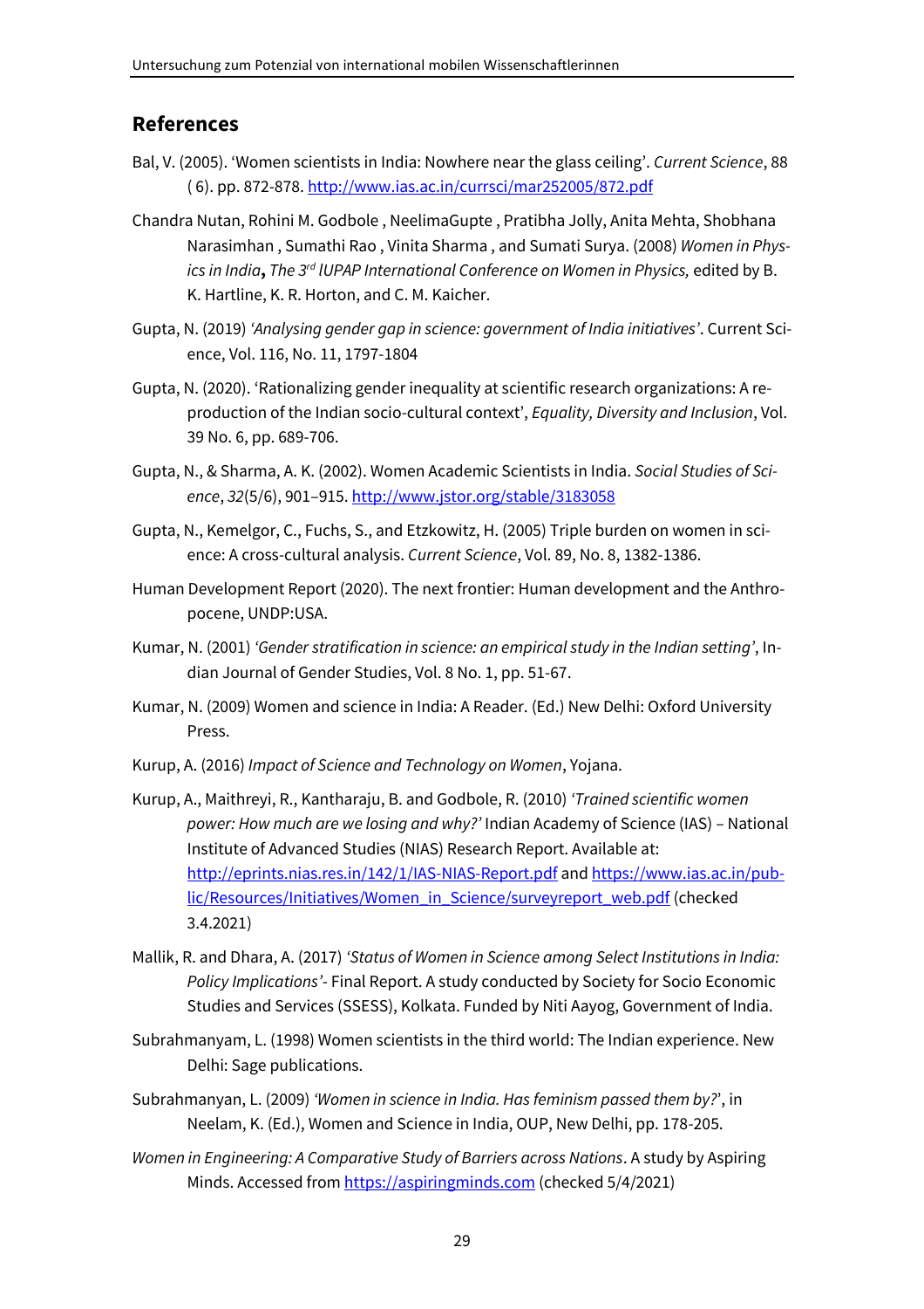## References

Bal, V. (2005). 'Women scientists in India: Nowhere near the glass ceiling'. *Current Science*, 88 ( 6). pp. 872-878. http://www.ias.ac.in/currsci/mar252005/872.pdf

Chandra Nutan, Rohini M. Godbole , NeelimaGupte , Pratibha Jolly, Anita Mehta, Shobhana Narasimhan , Sumathi Rao , Vinita Sharma , and Sumati Surya. (2008) *Women in Physics in India***,** *The 3rd IUPAP International Conference on Women in Physics,* edited by B. K. Hartline, K. R. Horton, and C. M. Kaicher.

Gupta, N. (2019) *'Analysing gender gap in science: government of India initiatives'*. Current Science, Vol. 116, No. 11, 1797-1804

Gupta, N. (2020). 'Rationalizing gender inequality at scientific research organizations: A reproduction of the Indian socio-cultural context', *Equality, Diversity and Inclusion*, Vol. 39 No. 6, pp. 689-706.

Gupta, N., & Sharma, A. K. (2002). Women Academic Scientists in India. *Social Studies of Science*, *32*(5/6), 901–915. http://www.jstor.org/stable/3183058

Gupta, N., Kemelgor, C., Fuchs, S., and Etzkowitz, H. (2005) Triple burden on women in science: A cross-cultural analysis. *Current Science*, Vol. 89, No. 8, 1382-1386.

Human Development Report (2020). The next frontier: Human development and the Anthropocene, UNDP:USA.

Kumar, N. (2001) *'Gender stratification in science: an empirical study in the Indian setting'*, Indian Journal of Gender Studies, Vol. 8 No. 1, pp. 51-67.

Kumar, N. (2009) Women and science in India: A Reader. (Ed.) New Delhi: Oxford University Press.

Kurup, A. (2016) *Impact of Science and Technology on Women*, Yojana.

Kurup, A., Maithreyi, R., Kantharaju, B. and Godbole, R. (2010) *'Trained scientific women power: How much are we losing and why?'* Indian Academy of Science (IAS) – National Institute of Advanced Studies (NIAS) Research Report. Available at: http://eprints.nias.res.in/142/1/IAS-NIAS-Report.pdf and https://www.ias.ac.in/public/Resources/Initiatives/Women_in_Science/surveyreport_web.pdf (checked 3.4.2021)

Mallik, R. and Dhara, A. (2017) *'Status of Women in Science among Select Institutions in India: Policy Implications'*- Final Report. A study conducted by Society for Socio Economic Studies and Services (SSESS), Kolkata. Funded by Niti Aayog, Government of India.

Subrahmanyam, L. (1998) Women scientists in the third world: The Indian experience. New Delhi: Sage publications.

Subrahmanyan, L. (2009) *'Women in science in India. Has feminism passed them by?'*, in Neelam, K. (Ed.), Women and Science in India, OUP, New Delhi, pp. 178-205.

*Women in Engineering: A Comparative Study of Barriers across Nations*. A study by Aspiring Minds. Accessed from https://aspiringminds.com (checked 5/4/2021)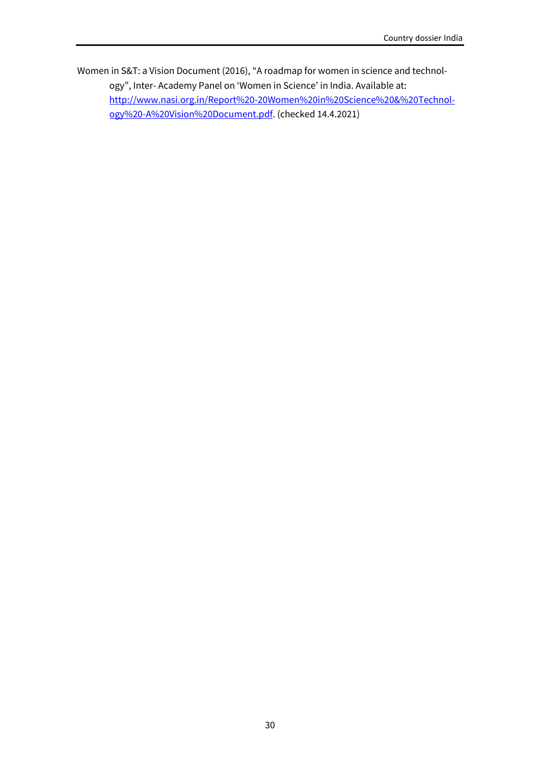Women in S&T: a Vision Document (2016), "A roadmap for women in science and technology", Inter- Academy Panel on 'Women in Science' in India. Available at: http://www.nasi.org.in/Report%20-20Women%20in%20Science%20&%20Technology%20-A%20Vision%20Document.pdf. (checked 14.4.2021)